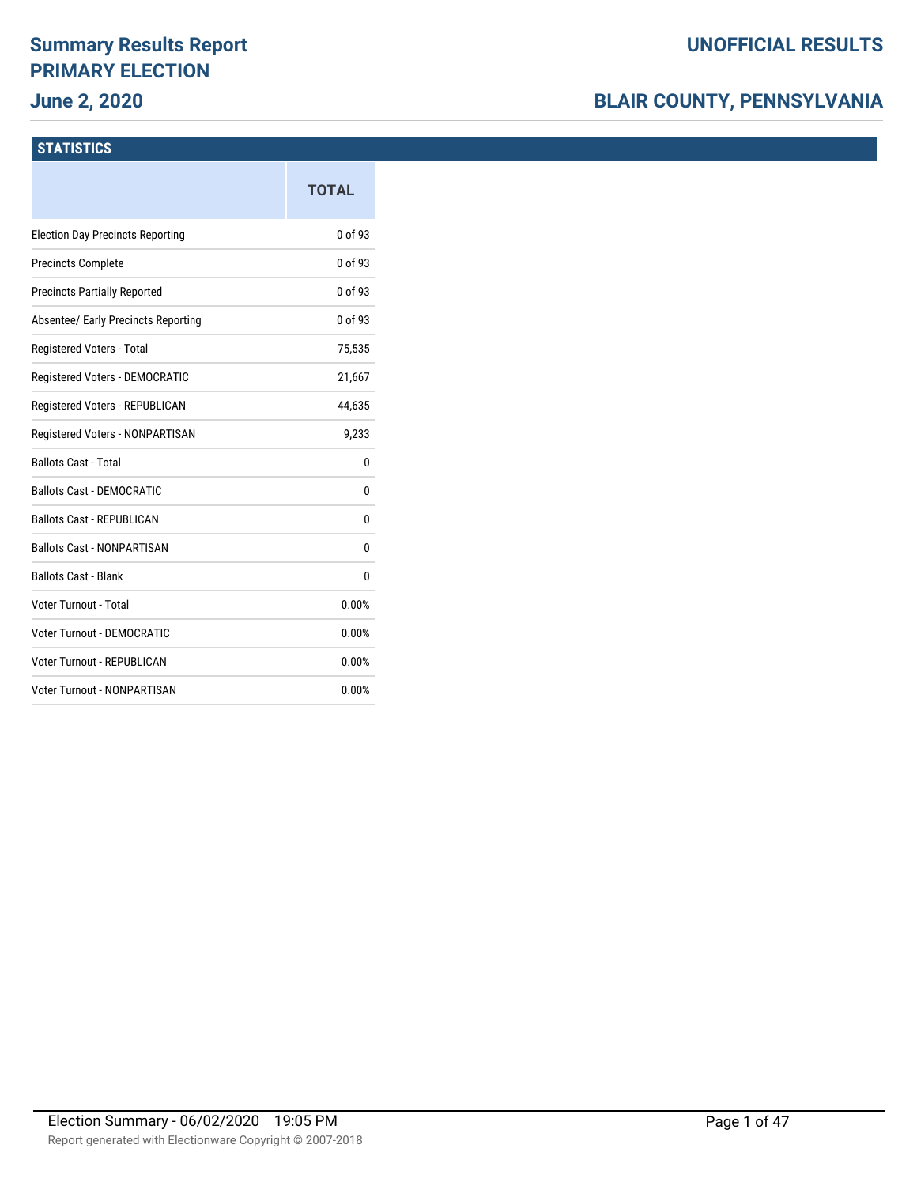# Summary Results Report
## PRIMARY ELECTION
### June 2, 2020

**UNOFFICIAL RESULTS**

**BLAIR COUNTY, PENNSYLVANIA**

## STATISTICS

| | TOTAL |
|---|---|
| Election Day Precincts Reporting | 0 of 93 |
| Precincts Complete | 0 of 93 |
| Precincts Partially Reported | 0 of 93 |
| Absentee/ Early Precincts Reporting | 0 of 93 |
| Registered Voters - Total | 75,535 |
| Registered Voters - DEMOCRATIC | 21,667 |
| Registered Voters - REPUBLICAN | 44,635 |
| Registered Voters - NONPARTISAN | 9,233 |
| Ballots Cast - Total | 0 |
| Ballots Cast - DEMOCRATIC | 0 |
| Ballots Cast - REPUBLICAN | 0 |
| Ballots Cast - NONPARTISAN | 0 |
| Ballots Cast - Blank | 0 |
| Voter Turnout - Total | 0.00% |
| Voter Turnout - DEMOCRATIC | 0.00% |
| Voter Turnout - REPUBLICAN | 0.00% |
| Voter Turnout - NONPARTISAN | 0.00% |

Election Summary - 06/02/2020 19:05 PM

Report generated with Electionware Copyright © 2007-2018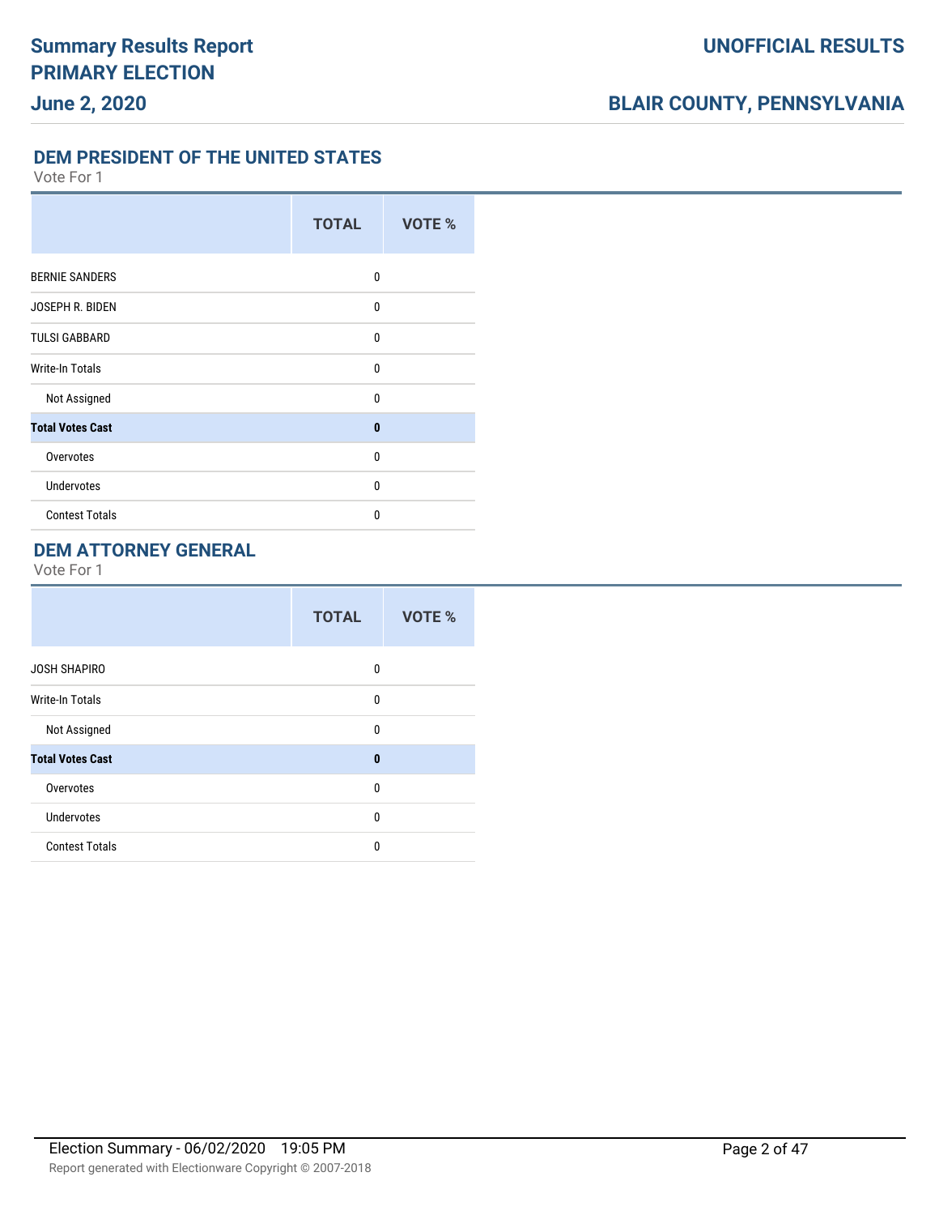## DEM PRESIDENT OF THE UNITED STATES

Vote For 1

| | TOTAL | VOTE % |
|---|---|---|
| BERNIE SANDERS | 0 | |
| JOSEPH R. BIDEN | 0 | |
| TULSI GABBARD | 0 | |
| Write-In Totals | 0 | |
| Not Assigned | 0 | |
| **Total Votes Cast** | **0** | |
| Overvotes | 0 | |
| Undervotes | 0 | |
| Contest Totals | 0 | |

## DEM ATTORNEY GENERAL

Vote For 1

| | TOTAL | VOTE % |
|---|---|---|
| JOSH SHAPIRO | 0 | |
| Write-In Totals | 0 | |
| Not Assigned | 0 | |
| **Total Votes Cast** | **0** | |
| Overvotes | 0 | |
| Undervotes | 0 | |
| Contest Totals | 0 | |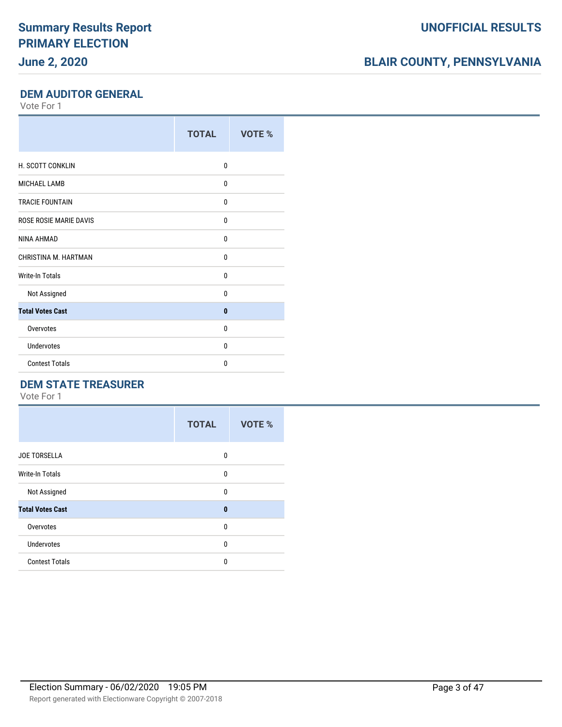## DEM AUDITOR GENERAL

Vote For 1

| | TOTAL | VOTE % |
|---|---|---|
| H. SCOTT CONKLIN | 0 | |
| MICHAEL LAMB | 0 | |
| TRACIE FOUNTAIN | 0 | |
| ROSE ROSIE MARIE DAVIS | 0 | |
| NINA AHMAD | 0 | |
| CHRISTINA M. HARTMAN | 0 | |
| Write-In Totals | 0 | |
| Not Assigned | 0 | |
| **Total Votes Cast** | **0** | |
| Overvotes | 0 | |
| Undervotes | 0 | |
| Contest Totals | 0 | |

## DEM STATE TREASURER

Vote For 1

| | TOTAL | VOTE % |
|---|---|---|
| JOE TORSELLA | 0 | |
| Write-In Totals | 0 | |
| Not Assigned | 0 | |
| **Total Votes Cast** | **0** | |
| Overvotes | 0 | |
| Undervotes | 0 | |
| Contest Totals | 0 | |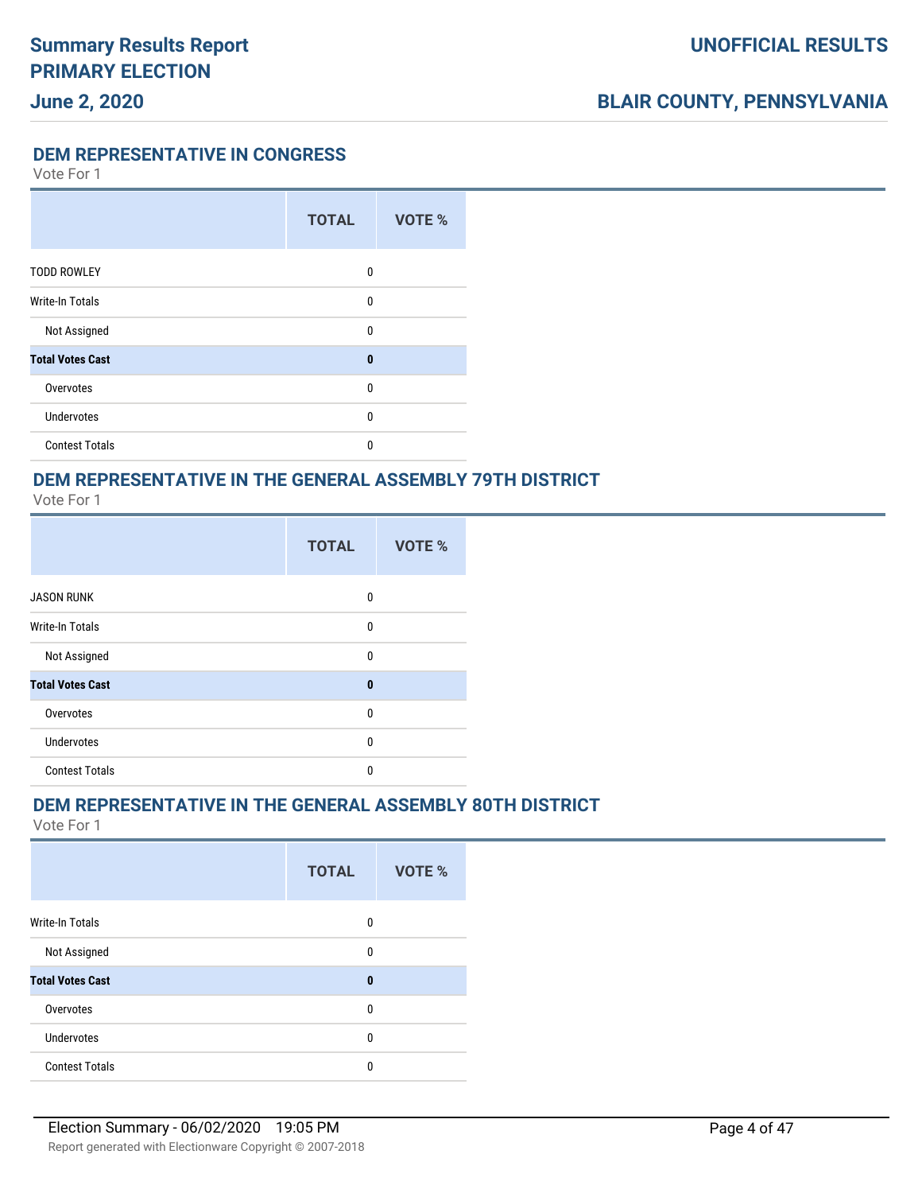## DEM REPRESENTATIVE IN CONGRESS

Vote For 1

| | TOTAL | VOTE % |
|---|---|---|
| TODD ROWLEY | 0 | |
| Write-In Totals | 0 | |
| Not Assigned | 0 | |
| **Total Votes Cast** | **0** | |
| Overvotes | 0 | |
| Undervotes | 0 | |
| Contest Totals | 0 | |

## DEM REPRESENTATIVE IN THE GENERAL ASSEMBLY 79TH DISTRICT

Vote For 1

| | TOTAL | VOTE % |
|---|---|---|
| JASON RUNK | 0 | |
| Write-In Totals | 0 | |
| Not Assigned | 0 | |
| **Total Votes Cast** | **0** | |
| Overvotes | 0 | |
| Undervotes | 0 | |
| Contest Totals | 0 | |

## DEM REPRESENTATIVE IN THE GENERAL ASSEMBLY 80TH DISTRICT

Vote For 1

| | TOTAL | VOTE % |
|---|---|---|
| Write-In Totals | 0 | |
| Not Assigned | 0 | |
| **Total Votes Cast** | **0** | |
| Overvotes | 0 | |
| Undervotes | 0 | |
| Contest Totals | 0 | |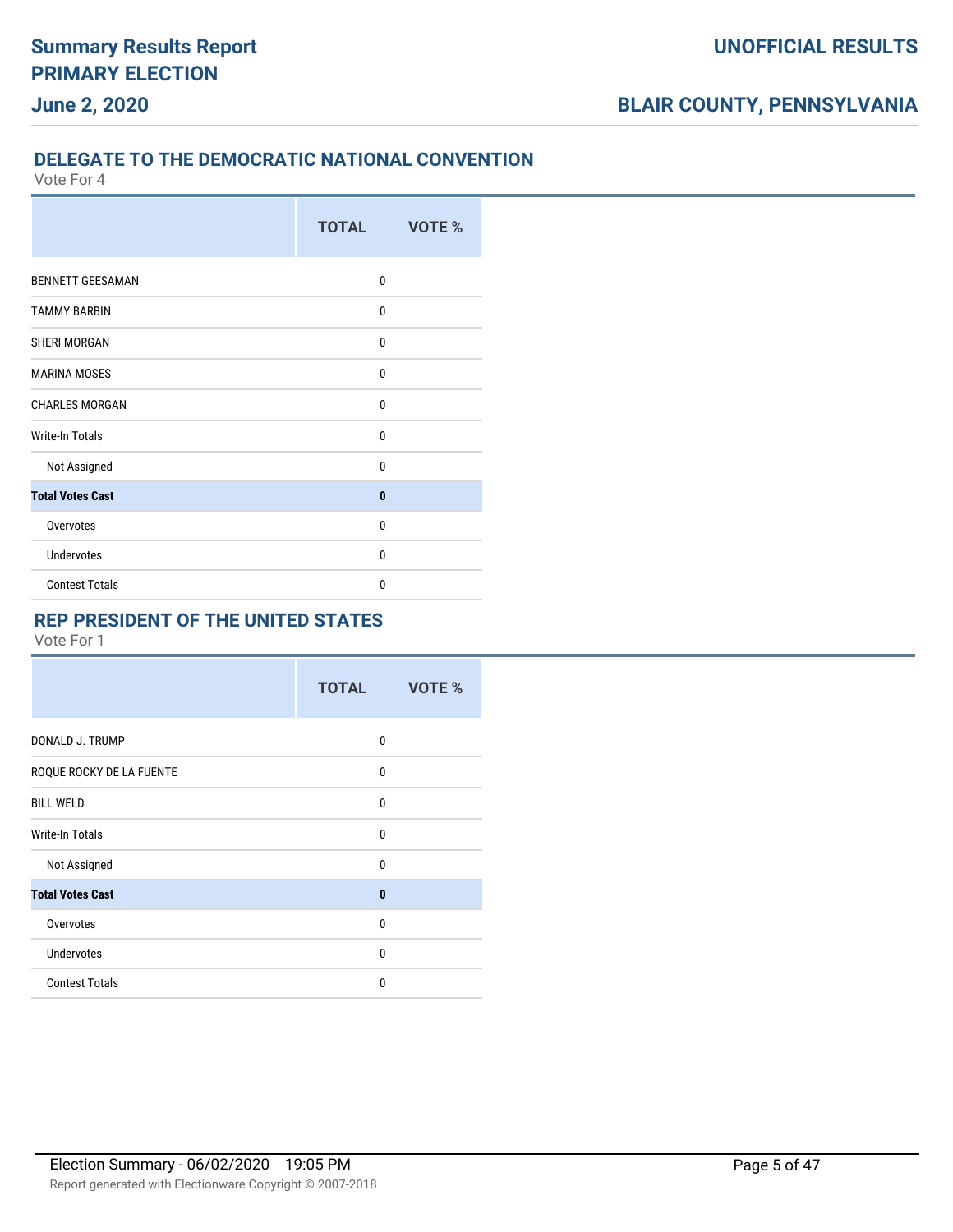# Summary Results Report
# PRIMARY ELECTION

**June 2, 2020**

**UNOFFICIAL RESULTS**

**BLAIR COUNTY, PENNSYLVANIA**

### DELEGATE TO THE DEMOCRATIC NATIONAL CONVENTION

Vote For 4

| | TOTAL | VOTE % |
|---|---|---|
| BENNETT GEESAMAN | 0 | |
| TAMMY BARBIN | 0 | |
| SHERI MORGAN | 0 | |
| MARINA MOSES | 0 | |
| CHARLES MORGAN | 0 | |
| Write-In Totals | 0 | |
| Not Assigned | 0 | |
| **Total Votes Cast** | **0** | |
| Overvotes | 0 | |
| Undervotes | 0 | |
| Contest Totals | 0 | |

### REP PRESIDENT OF THE UNITED STATES

Vote For 1

| | TOTAL | VOTE % |
|---|---|---|
| DONALD J. TRUMP | 0 | |
| ROQUE ROCKY DE LA FUENTE | 0 | |
| BILL WELD | 0 | |
| Write-In Totals | 0 | |
| Not Assigned | 0 | |
| **Total Votes Cast** | **0** | |
| Overvotes | 0 | |
| Undervotes | 0 | |
| Contest Totals | 0 | |

Election Summary - 06/02/2020 19:05 PM

Report generated with Electionware Copyright © 2007-2018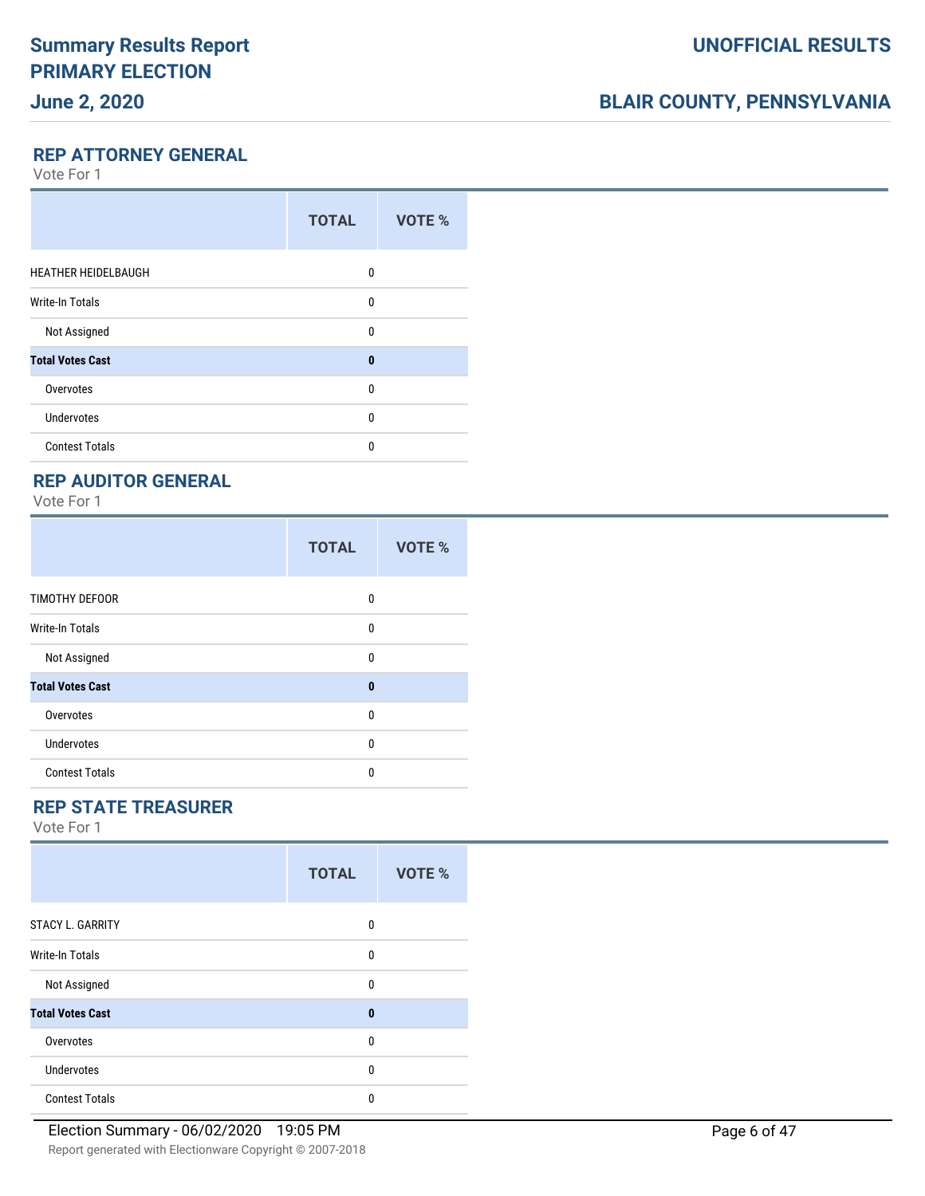## REP ATTORNEY GENERAL

Vote For 1

| | TOTAL | VOTE % |
|---|---|---|
| HEATHER HEIDELBAUGH | 0 | |
| Write-In Totals | 0 | |
| Not Assigned | 0 | |
| **Total Votes Cast** | **0** | |
| Overvotes | 0 | |
| Undervotes | 0 | |
| Contest Totals | 0 | |

## REP AUDITOR GENERAL

Vote For 1

| | TOTAL | VOTE % |
|---|---|---|
| TIMOTHY DEFOOR | 0 | |
| Write-In Totals | 0 | |
| Not Assigned | 0 | |
| **Total Votes Cast** | **0** | |
| Overvotes | 0 | |
| Undervotes | 0 | |
| Contest Totals | 0 | |

## REP STATE TREASURER

Vote For 1

| | TOTAL | VOTE % |
|---|---|---|
| STACY L. GARRITY | 0 | |
| Write-In Totals | 0 | |
| Not Assigned | 0 | |
| **Total Votes Cast** | **0** | |
| Overvotes | 0 | |
| Undervotes | 0 | |
| Contest Totals | 0 | |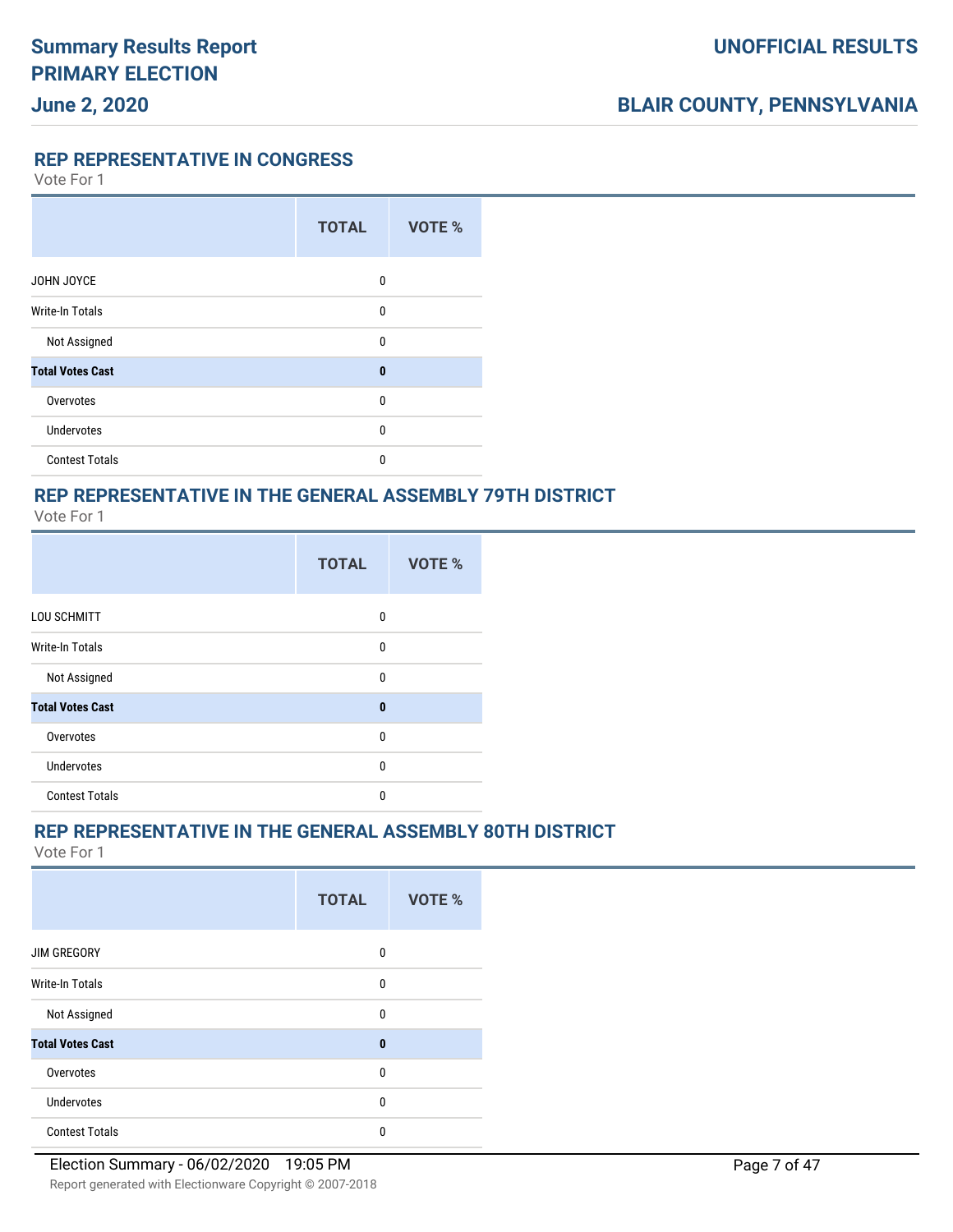## REP REPRESENTATIVE IN CONGRESS

Vote For 1

| | TOTAL | VOTE % |
|---|---|---|
| JOHN JOYCE | 0 | |
| Write-In Totals | 0 | |
| Not Assigned | 0 | |
| **Total Votes Cast** | **0** | |
| Overvotes | 0 | |
| Undervotes | 0 | |
| Contest Totals | 0 | |

## REP REPRESENTATIVE IN THE GENERAL ASSEMBLY 79TH DISTRICT

Vote For 1

| | TOTAL | VOTE % |
|---|---|---|
| LOU SCHMITT | 0 | |
| Write-In Totals | 0 | |
| Not Assigned | 0 | |
| **Total Votes Cast** | **0** | |
| Overvotes | 0 | |
| Undervotes | 0 | |
| Contest Totals | 0 | |

## REP REPRESENTATIVE IN THE GENERAL ASSEMBLY 80TH DISTRICT

Vote For 1

| | TOTAL | VOTE % |
|---|---|---|
| JIM GREGORY | 0 | |
| Write-In Totals | 0 | |
| Not Assigned | 0 | |
| **Total Votes Cast** | **0** | |
| Overvotes | 0 | |
| Undervotes | 0 | |
| Contest Totals | 0 | |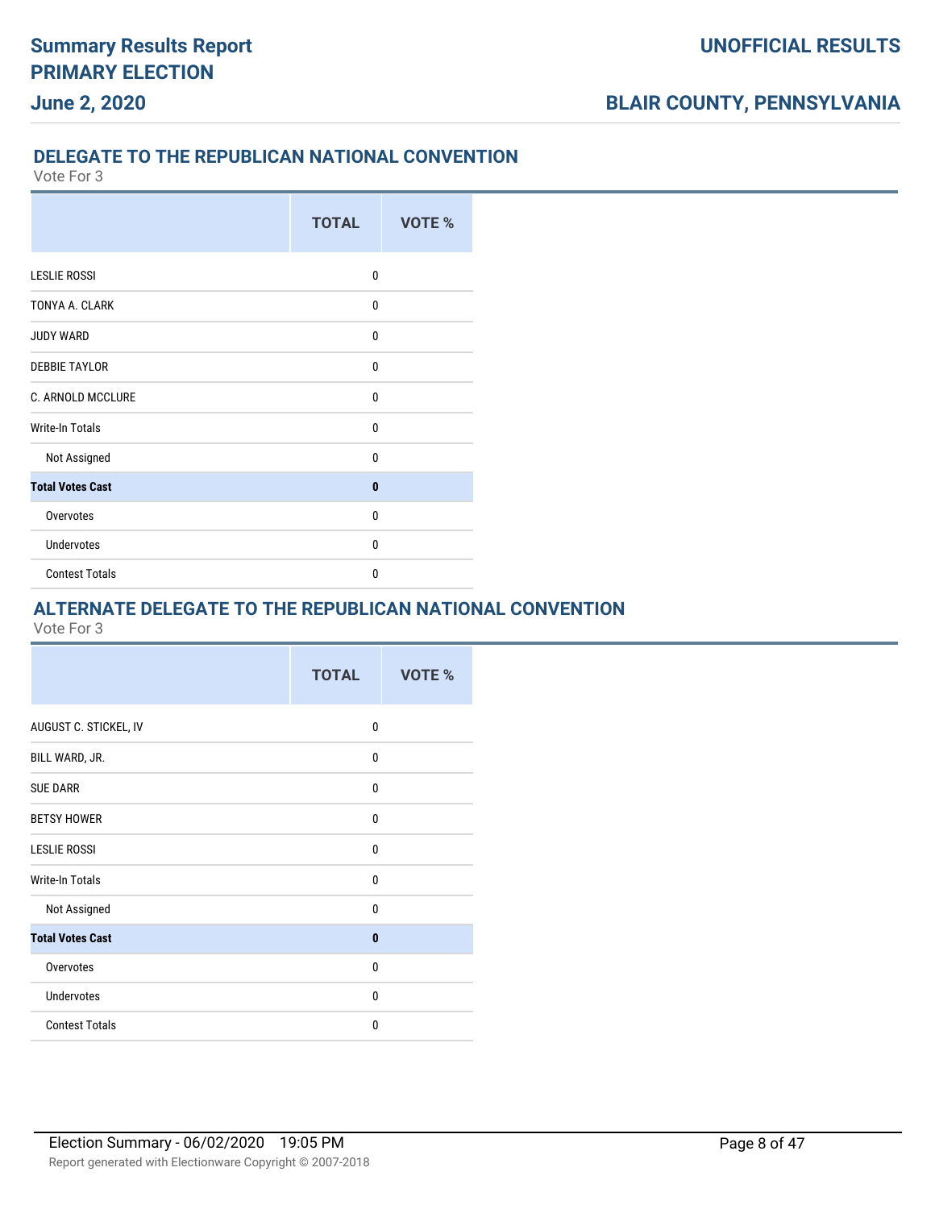## DELEGATE TO THE REPUBLICAN NATIONAL CONVENTION

Vote For 3

| | TOTAL | VOTE % |
|---|---|---|
| LESLIE ROSSI | 0 | |
| TONYA A. CLARK | 0 | |
| JUDY WARD | 0 | |
| DEBBIE TAYLOR | 0 | |
| C. ARNOLD MCCLURE | 0 | |
| Write-In Totals | 0 | |
| Not Assigned | 0 | |
| **Total Votes Cast** | **0** | |
| Overvotes | 0 | |
| Undervotes | 0 | |
| Contest Totals | 0 | |

## ALTERNATE DELEGATE TO THE REPUBLICAN NATIONAL CONVENTION

Vote For 3

| | TOTAL | VOTE % |
|---|---|---|
| AUGUST C. STICKEL, IV | 0 | |
| BILL WARD, JR. | 0 | |
| SUE DARR | 0 | |
| BETSY HOWER | 0 | |
| LESLIE ROSSI | 0 | |
| Write-In Totals | 0 | |
| Not Assigned | 0 | |
| **Total Votes Cast** | **0** | |
| Overvotes | 0 | |
| Undervotes | 0 | |
| Contest Totals | 0 | |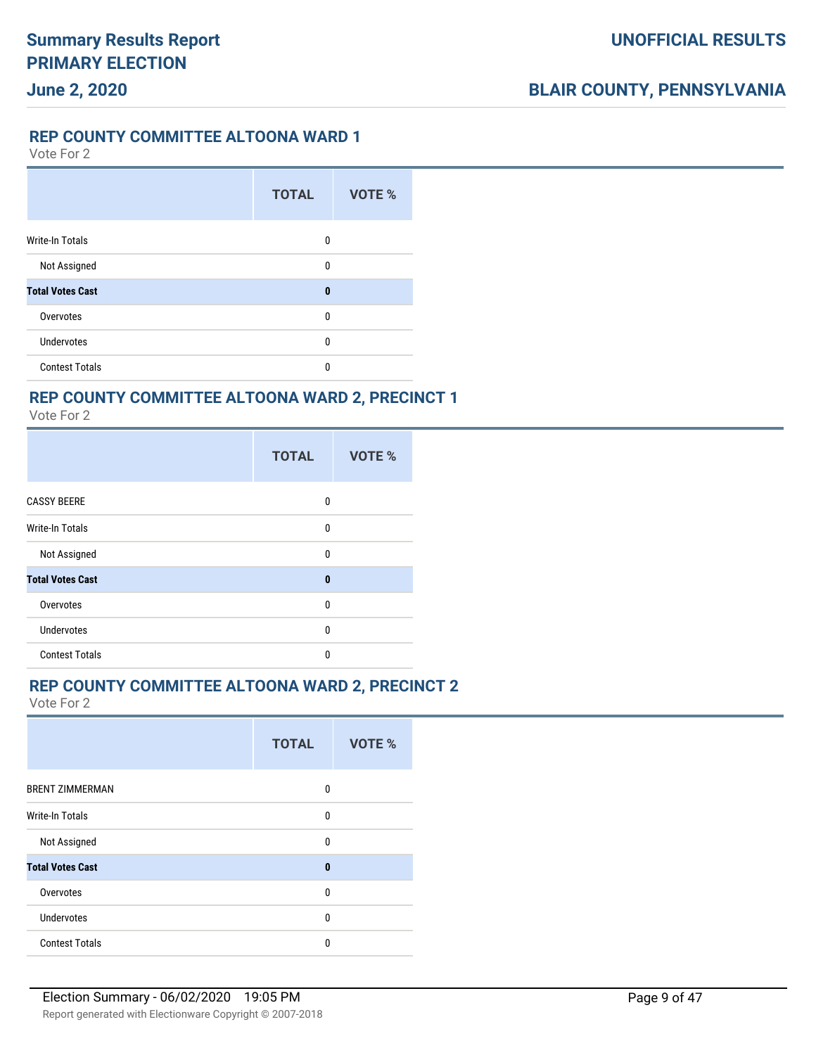## REP COUNTY COMMITTEE ALTOONA WARD 1

Vote For 2

| | TOTAL | VOTE % |
|---|---|---|
| Write-In Totals | 0 | |
| Not Assigned | 0 | |
| **Total Votes Cast** | **0** | |
| Overvotes | 0 | |
| Undervotes | 0 | |
| Contest Totals | 0 | |

## REP COUNTY COMMITTEE ALTOONA WARD 2, PRECINCT 1

Vote For 2

| | TOTAL | VOTE % |
|---|---|---|
| CASSY BEERE | 0 | |
| Write-In Totals | 0 | |
| Not Assigned | 0 | |
| **Total Votes Cast** | **0** | |
| Overvotes | 0 | |
| Undervotes | 0 | |
| Contest Totals | 0 | |

## REP COUNTY COMMITTEE ALTOONA WARD 2, PRECINCT 2

Vote For 2

| | TOTAL | VOTE % |
|---|---|---|
| BRENT ZIMMERMAN | 0 | |
| Write-In Totals | 0 | |
| Not Assigned | 0 | |
| **Total Votes Cast** | **0** | |
| Overvotes | 0 | |
| Undervotes | 0 | |
| Contest Totals | 0 | |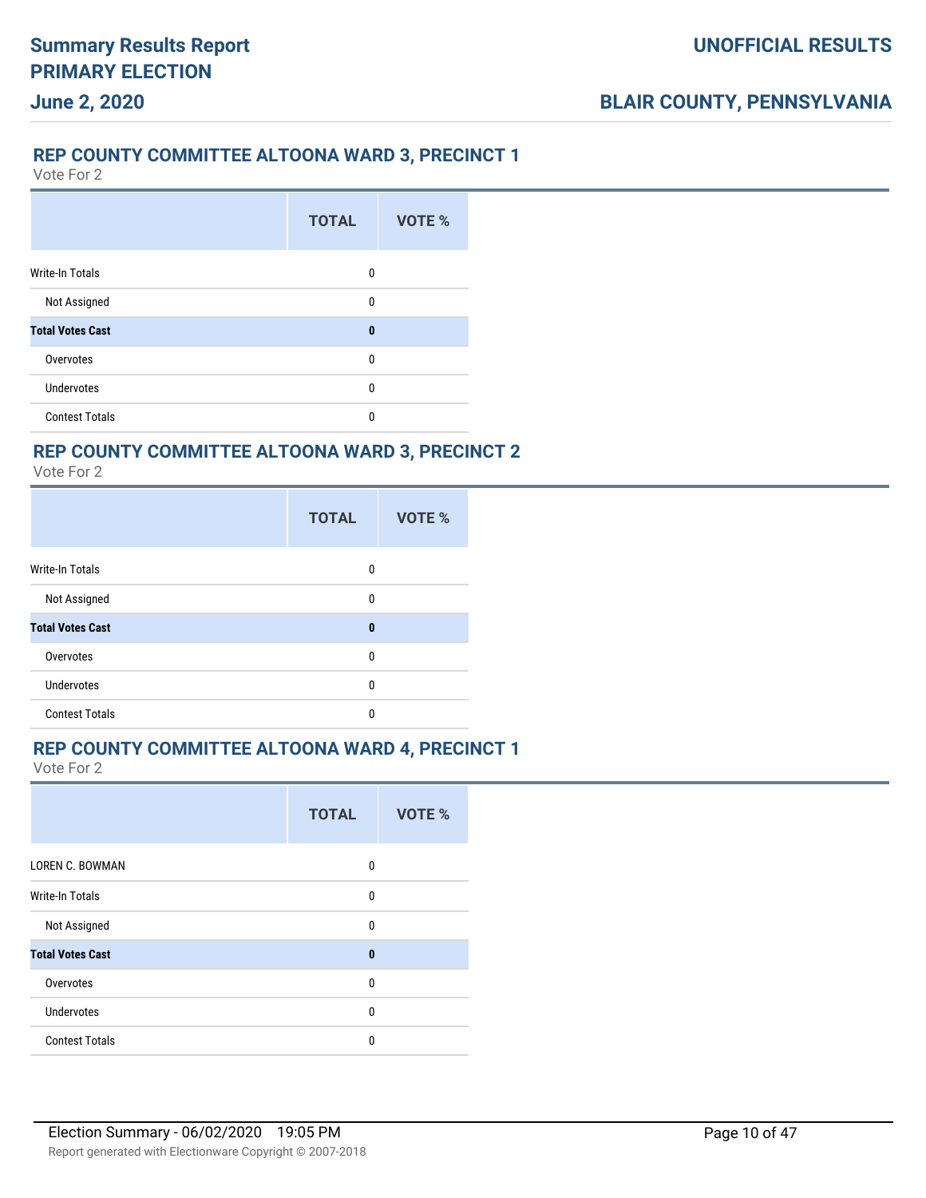## REP COUNTY COMMITTEE ALTOONA WARD 3, PRECINCT 1

Vote For 2

| | TOTAL | VOTE % |
|---|---|---|
| Write-In Totals | 0 | |
| Not Assigned | 0 | |
| **Total Votes Cast** | **0** | |
| Overvotes | 0 | |
| Undervotes | 0 | |
| Contest Totals | 0 | |

## REP COUNTY COMMITTEE ALTOONA WARD 3, PRECINCT 2

Vote For 2

| | TOTAL | VOTE % |
|---|---|---|
| Write-In Totals | 0 | |
| Not Assigned | 0 | |
| **Total Votes Cast** | **0** | |
| Overvotes | 0 | |
| Undervotes | 0 | |
| Contest Totals | 0 | |

## REP COUNTY COMMITTEE ALTOONA WARD 4, PRECINCT 1

Vote For 2

| | TOTAL | VOTE % |
|---|---|---|
| LOREN C. BOWMAN | 0 | |
| Write-In Totals | 0 | |
| Not Assigned | 0 | |
| **Total Votes Cast** | **0** | |
| Overvotes | 0 | |
| Undervotes | 0 | |
| Contest Totals | 0 | |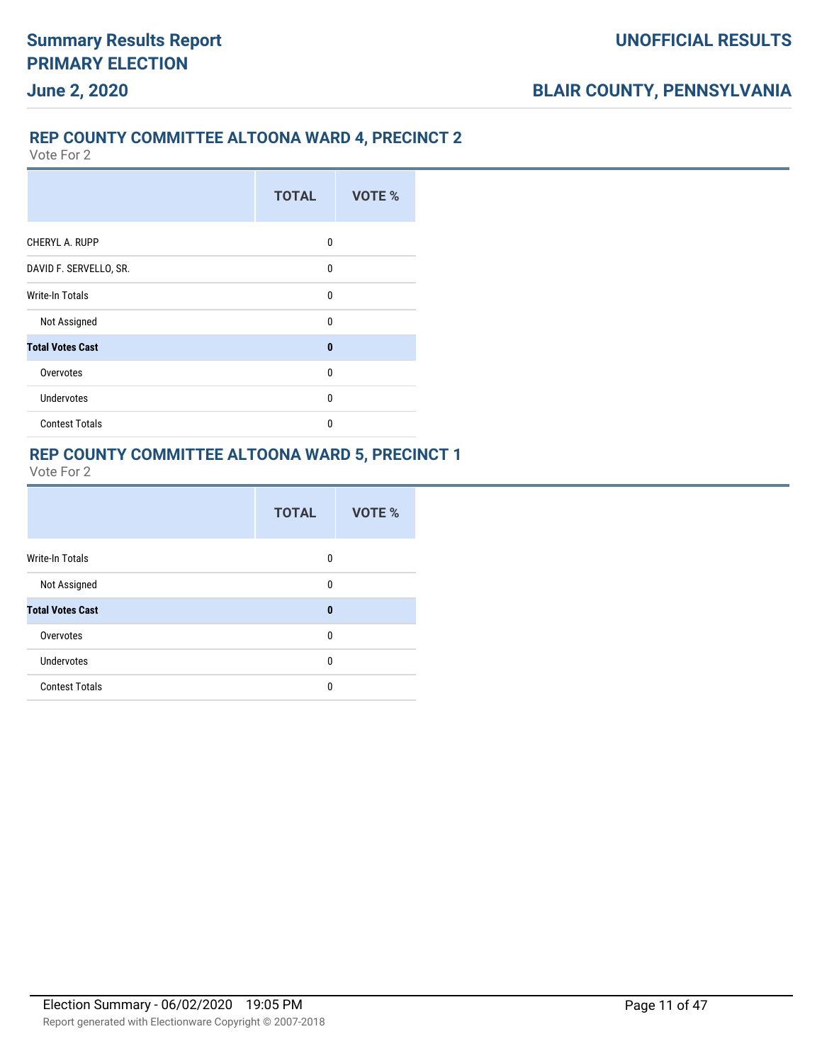## REP COUNTY COMMITTEE ALTOONA WARD 4, PRECINCT 2

Vote For 2

| | TOTAL | VOTE % |
|---|---|---|
| CHERYL A. RUPP | 0 | |
| DAVID F. SERVELLO, SR. | 0 | |
| Write-In Totals | 0 | |
| Not Assigned | 0 | |
| **Total Votes Cast** | **0** | |
| Overvotes | 0 | |
| Undervotes | 0 | |
| Contest Totals | 0 | |

## REP COUNTY COMMITTEE ALTOONA WARD 5, PRECINCT 1

Vote For 2

| | TOTAL | VOTE % |
|---|---|---|
| Write-In Totals | 0 | |
| Not Assigned | 0 | |
| **Total Votes Cast** | **0** | |
| Overvotes | 0 | |
| Undervotes | 0 | |
| Contest Totals | 0 | |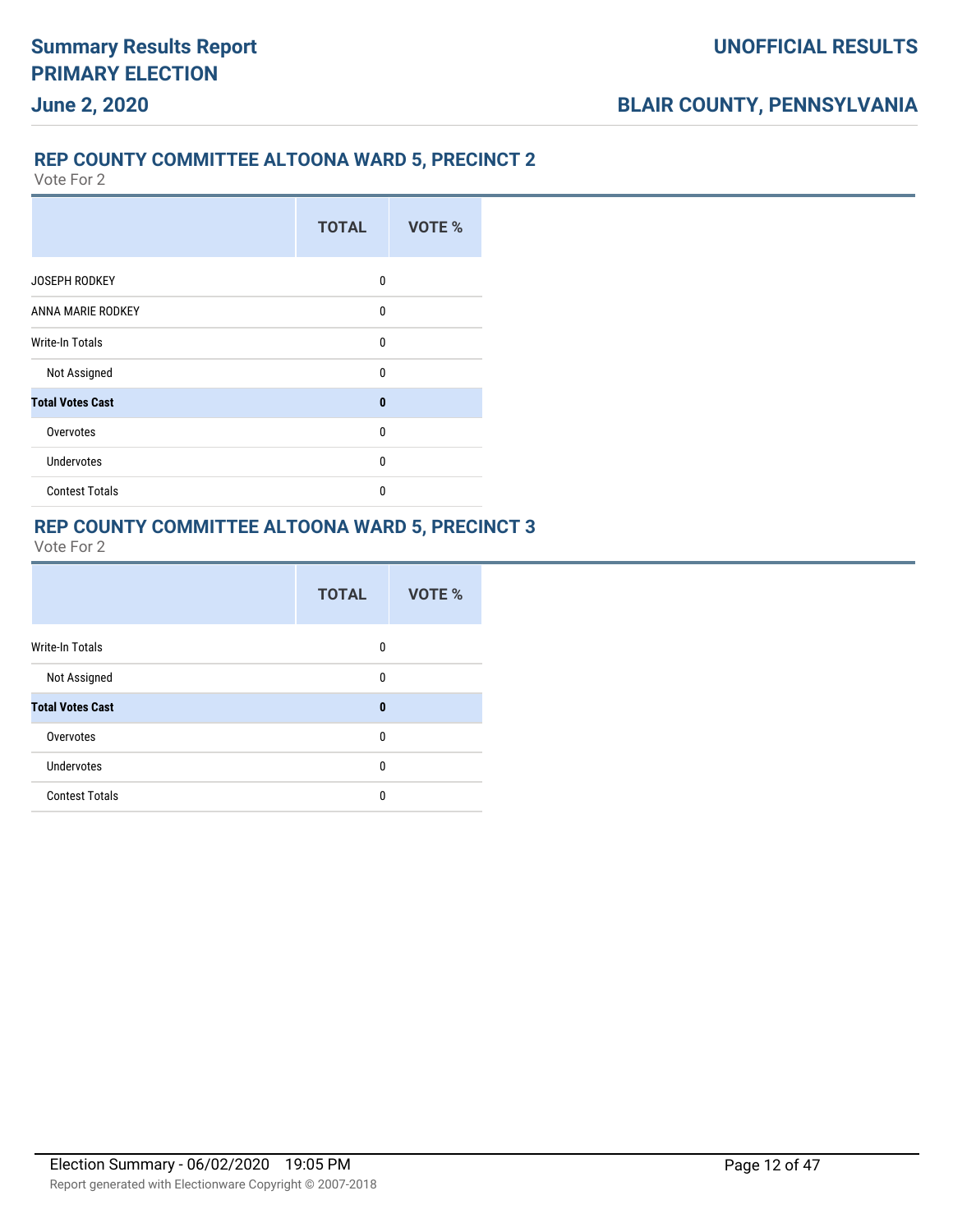## REP COUNTY COMMITTEE ALTOONA WARD 5, PRECINCT 2

Vote For 2

| | TOTAL | VOTE % |
|---|---|---|
| JOSEPH RODKEY | 0 | |
| ANNA MARIE RODKEY | 0 | |
| Write-In Totals | 0 | |
| Not Assigned | 0 | |
| **Total Votes Cast** | **0** | |
| Overvotes | 0 | |
| Undervotes | 0 | |
| Contest Totals | 0 | |

## REP COUNTY COMMITTEE ALTOONA WARD 5, PRECINCT 3

Vote For 2

| | TOTAL | VOTE % |
|---|---|---|
| Write-In Totals | 0 | |
| Not Assigned | 0 | |
| **Total Votes Cast** | **0** | |
| Overvotes | 0 | |
| Undervotes | 0 | |
| Contest Totals | 0 | |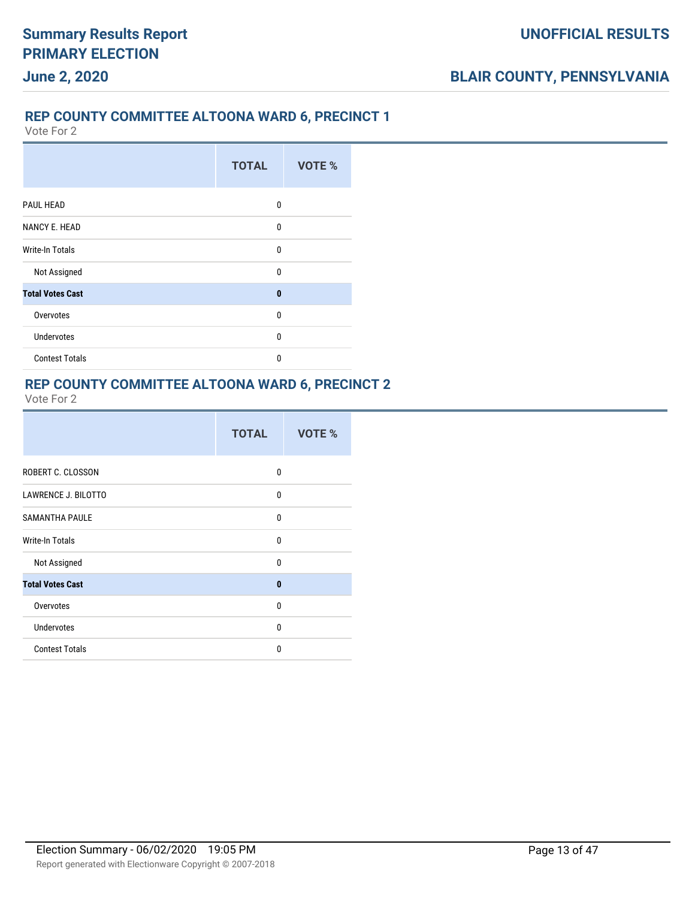## REP COUNTY COMMITTEE ALTOONA WARD 6, PRECINCT 1

Vote For 2

| | TOTAL | VOTE % |
|---|---|---|
| PAUL HEAD | 0 | |
| NANCY E. HEAD | 0 | |
| Write-In Totals | 0 | |
| Not Assigned | 0 | |
| **Total Votes Cast** | **0** | |
| Overvotes | 0 | |
| Undervotes | 0 | |
| Contest Totals | 0 | |

## REP COUNTY COMMITTEE ALTOONA WARD 6, PRECINCT 2

Vote For 2

| | TOTAL | VOTE % |
|---|---|---|
| ROBERT C. CLOSSON | 0 | |
| LAWRENCE J. BILOTTO | 0 | |
| SAMANTHA PAULE | 0 | |
| Write-In Totals | 0 | |
| Not Assigned | 0 | |
| **Total Votes Cast** | **0** | |
| Overvotes | 0 | |
| Undervotes | 0 | |
| Contest Totals | 0 | |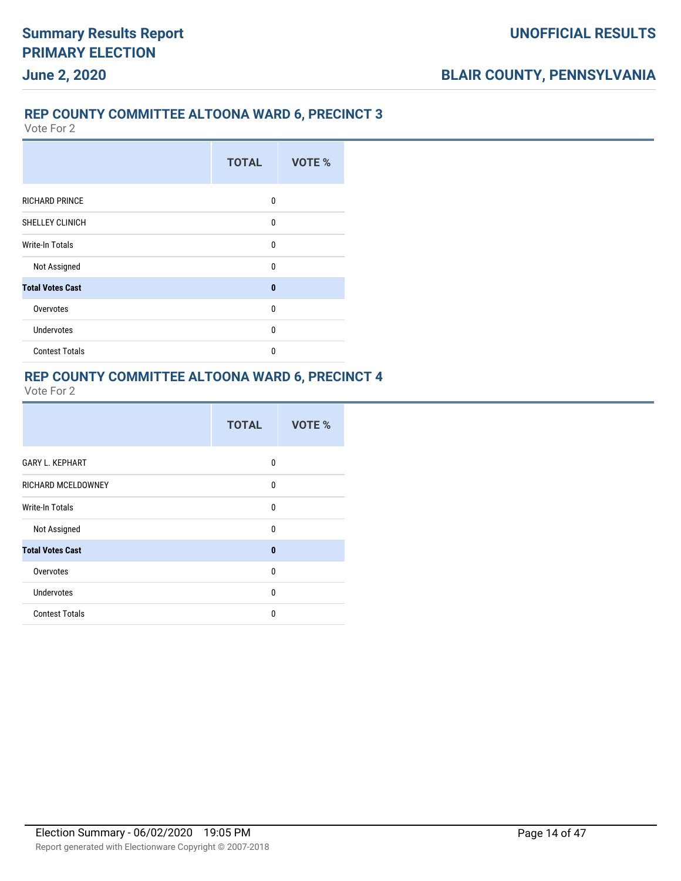## REP COUNTY COMMITTEE ALTOONA WARD 6, PRECINCT 3

Vote For 2

| | TOTAL | VOTE % |
|---|---|---|
| RICHARD PRINCE | 0 | |
| SHELLEY CLINICH | 0 | |
| Write-In Totals | 0 | |
| Not Assigned | 0 | |
| **Total Votes Cast** | **0** | |
| Overvotes | 0 | |
| Undervotes | 0 | |
| Contest Totals | 0 | |

## REP COUNTY COMMITTEE ALTOONA WARD 6, PRECINCT 4

Vote For 2

| | TOTAL | VOTE % |
|---|---|---|
| GARY L. KEPHART | 0 | |
| RICHARD MCELDOWNEY | 0 | |
| Write-In Totals | 0 | |
| Not Assigned | 0 | |
| **Total Votes Cast** | **0** | |
| Overvotes | 0 | |
| Undervotes | 0 | |
| Contest Totals | 0 | |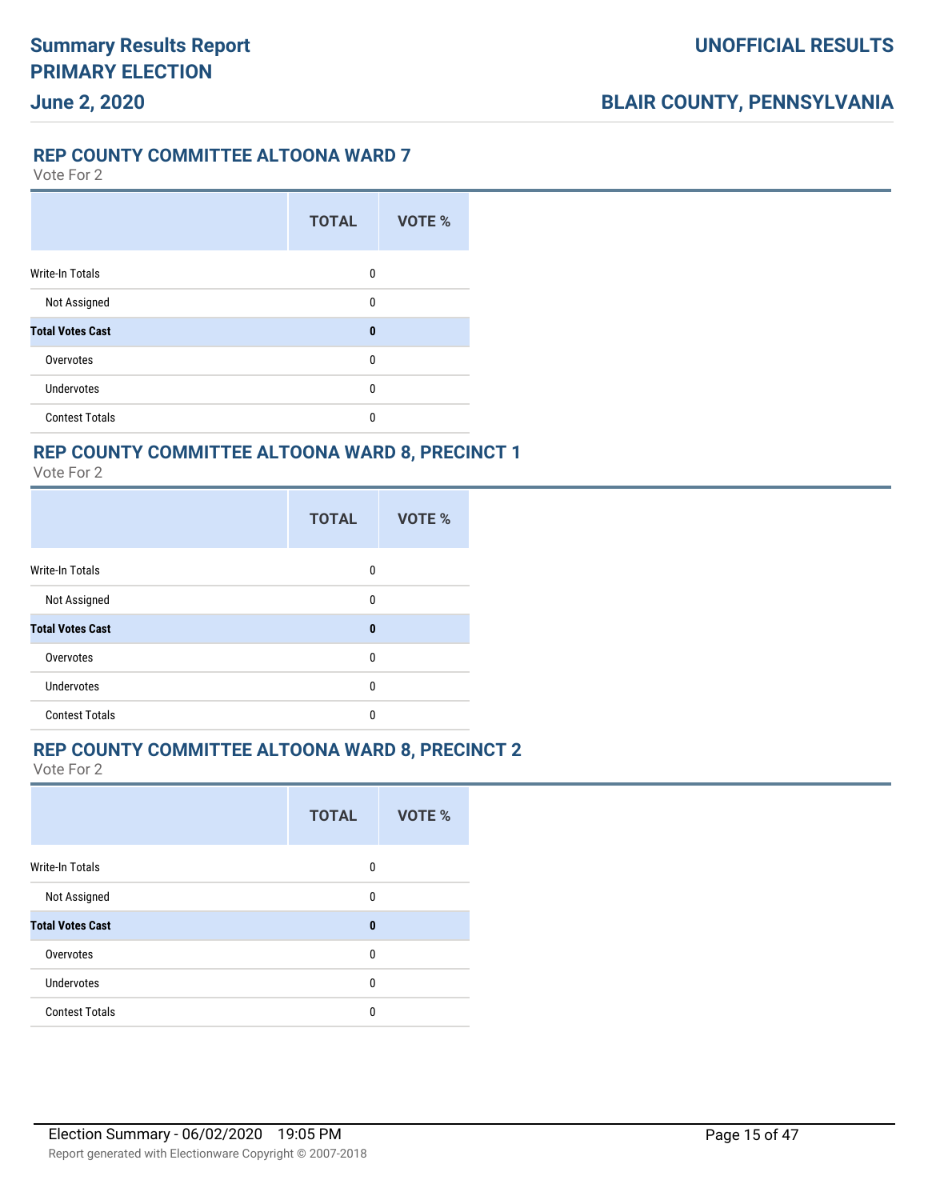## REP COUNTY COMMITTEE ALTOONA WARD 7

Vote For 2

| | TOTAL | VOTE % |
|---|---|---|
| Write-In Totals | 0 | |
| Not Assigned | 0 | |
| **Total Votes Cast** | **0** | |
| Overvotes | 0 | |
| Undervotes | 0 | |
| Contest Totals | 0 | |

## REP COUNTY COMMITTEE ALTOONA WARD 8, PRECINCT 1

Vote For 2

| | TOTAL | VOTE % |
|---|---|---|
| Write-In Totals | 0 | |
| Not Assigned | 0 | |
| **Total Votes Cast** | **0** | |
| Overvotes | 0 | |
| Undervotes | 0 | |
| Contest Totals | 0 | |

## REP COUNTY COMMITTEE ALTOONA WARD 8, PRECINCT 2

Vote For 2

| | TOTAL | VOTE % |
|---|---|---|
| Write-In Totals | 0 | |
| Not Assigned | 0 | |
| **Total Votes Cast** | **0** | |
| Overvotes | 0 | |
| Undervotes | 0 | |
| Contest Totals | 0 | |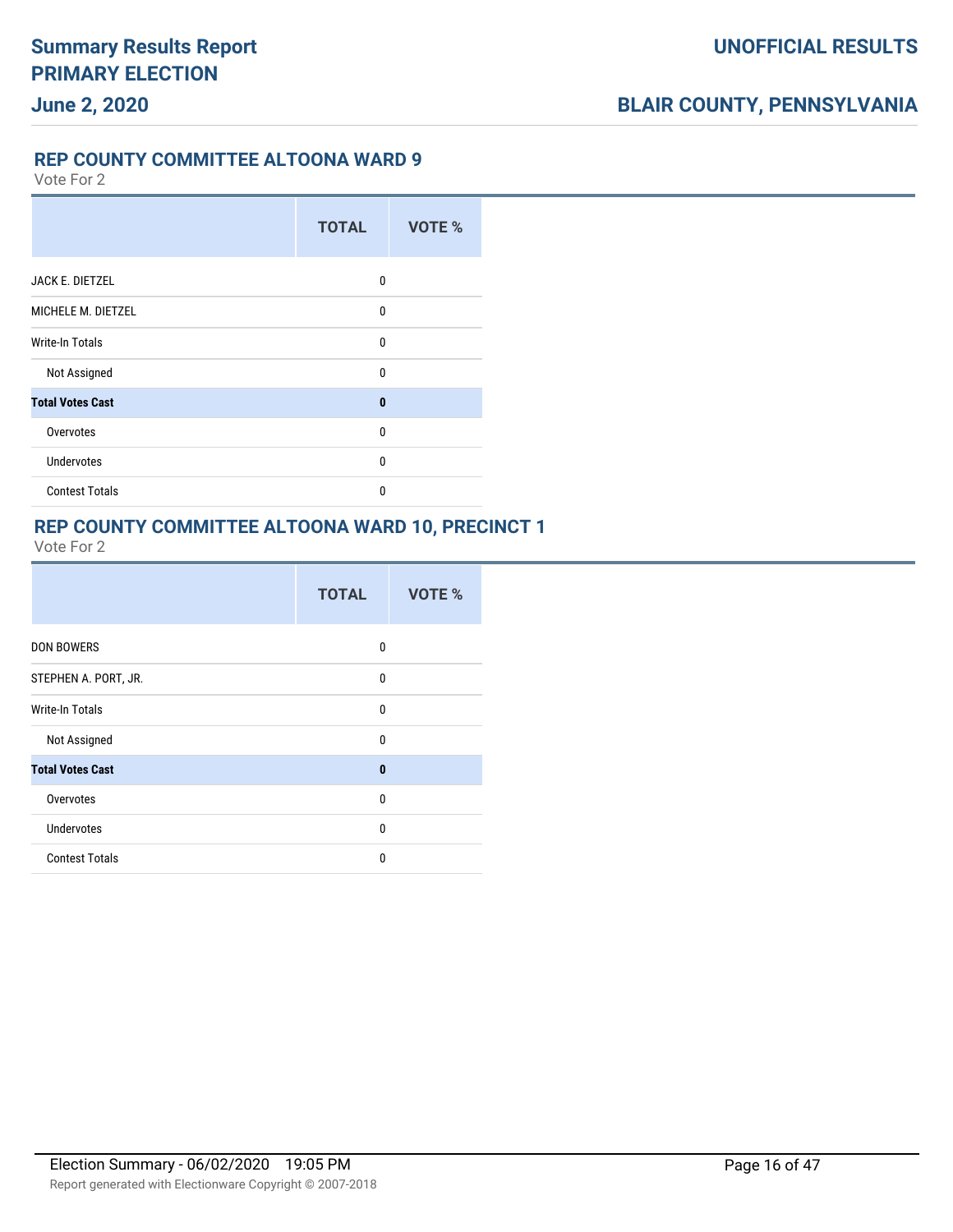## REP COUNTY COMMITTEE ALTOONA WARD 9

Vote For 2

| | TOTAL | VOTE % |
|---|---|---|
| JACK E. DIETZEL | 0 | |
| MICHELE M. DIETZEL | 0 | |
| Write-In Totals | 0 | |
| Not Assigned | 0 | |
| **Total Votes Cast** | **0** | |
| Overvotes | 0 | |
| Undervotes | 0 | |
| Contest Totals | 0 | |

## REP COUNTY COMMITTEE ALTOONA WARD 10, PRECINCT 1

Vote For 2

| | TOTAL | VOTE % |
|---|---|---|
| DON BOWERS | 0 | |
| STEPHEN A. PORT, JR. | 0 | |
| Write-In Totals | 0 | |
| Not Assigned | 0 | |
| **Total Votes Cast** | **0** | |
| Overvotes | 0 | |
| Undervotes | 0 | |
| Contest Totals | 0 | |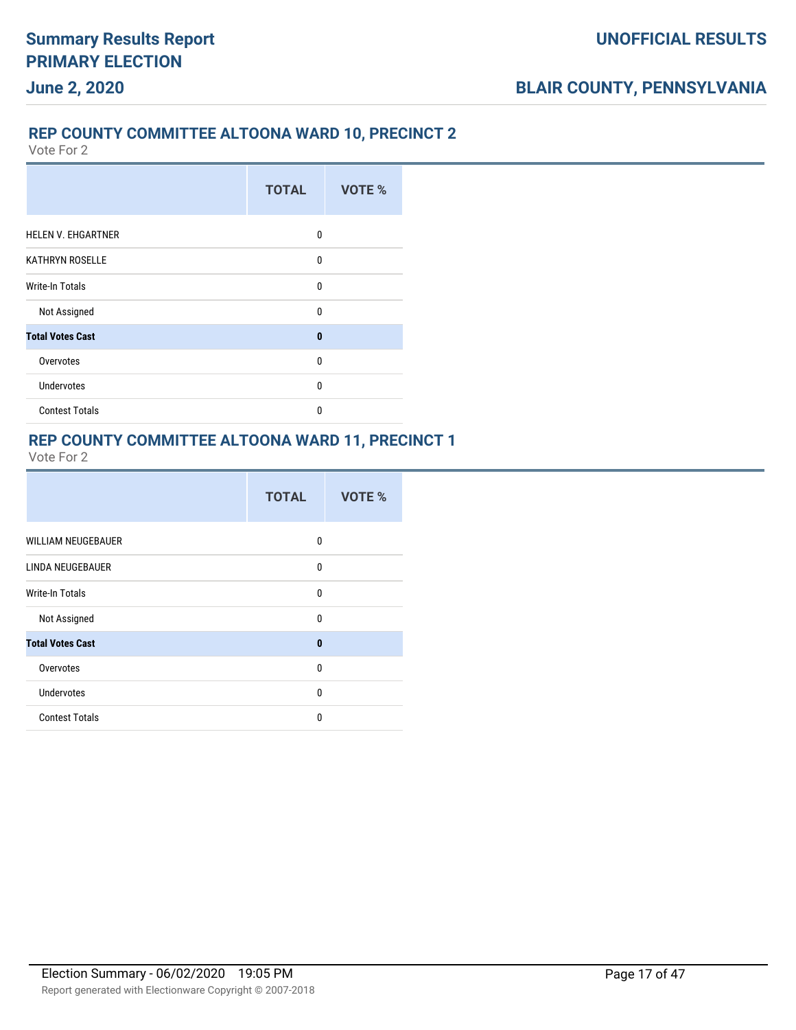## REP COUNTY COMMITTEE ALTOONA WARD 10, PRECINCT 2

Vote For 2

| | TOTAL | VOTE % |
|---|---|---|
| HELEN V. EHGARTNER | 0 | |
| KATHRYN ROSELLE | 0 | |
| Write-In Totals | 0 | |
| Not Assigned | 0 | |
| **Total Votes Cast** | **0** | |
| Overvotes | 0 | |
| Undervotes | 0 | |
| Contest Totals | 0 | |

## REP COUNTY COMMITTEE ALTOONA WARD 11, PRECINCT 1

Vote For 2

| | TOTAL | VOTE % |
|---|---|---|
| WILLIAM NEUGEBAUER | 0 | |
| LINDA NEUGEBAUER | 0 | |
| Write-In Totals | 0 | |
| Not Assigned | 0 | |
| **Total Votes Cast** | **0** | |
| Overvotes | 0 | |
| Undervotes | 0 | |
| Contest Totals | 0 | |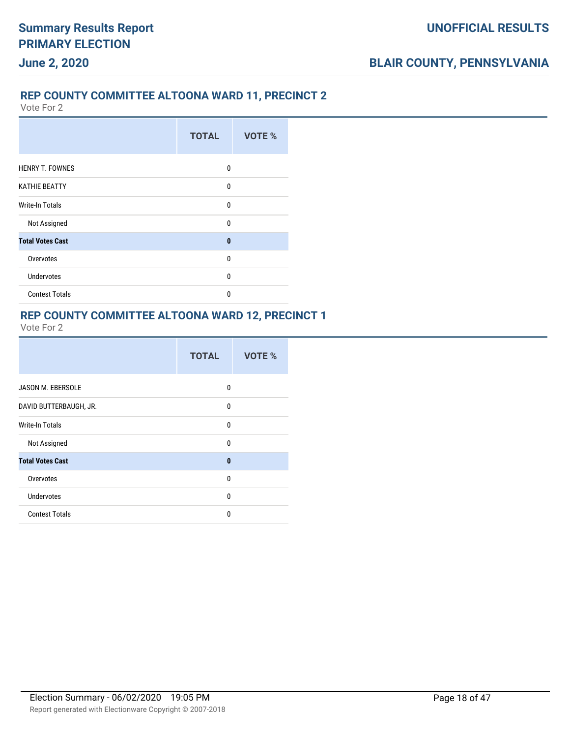## REP COUNTY COMMITTEE ALTOONA WARD 11, PRECINCT 2

Vote For 2

| | TOTAL | VOTE % |
|---|---|---|
| HENRY T. FOWNES | 0 | |
| KATHIE BEATTY | 0 | |
| Write-In Totals | 0 | |
| Not Assigned | 0 | |
| **Total Votes Cast** | **0** | |
| Overvotes | 0 | |
| Undervotes | 0 | |
| Contest Totals | 0 | |

## REP COUNTY COMMITTEE ALTOONA WARD 12, PRECINCT 1

Vote For 2

| | TOTAL | VOTE % |
|---|---|---|
| JASON M. EBERSOLE | 0 | |
| DAVID BUTTERBAUGH, JR. | 0 | |
| Write-In Totals | 0 | |
| Not Assigned | 0 | |
| **Total Votes Cast** | **0** | |
| Overvotes | 0 | |
| Undervotes | 0 | |
| Contest Totals | 0 | |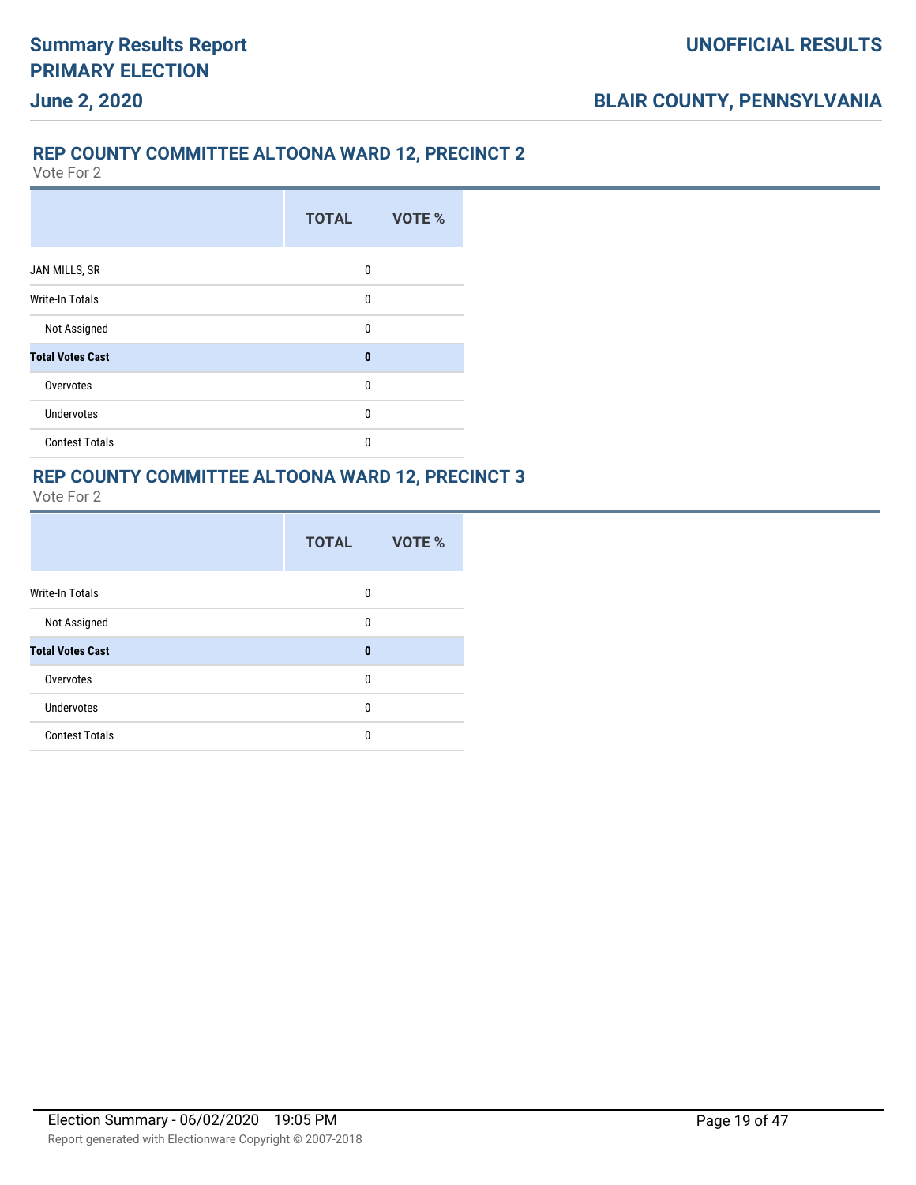## REP COUNTY COMMITTEE ALTOONA WARD 12, PRECINCT 2

Vote For 2

| | TOTAL | VOTE % |
|---|---|---|
| JAN MILLS, SR | 0 | |
| Write-In Totals | 0 | |
| Not Assigned | 0 | |
| **Total Votes Cast** | **0** | |
| Overvotes | 0 | |
| Undervotes | 0 | |
| Contest Totals | 0 | |

## REP COUNTY COMMITTEE ALTOONA WARD 12, PRECINCT 3

Vote For 2

| | TOTAL | VOTE % |
|---|---|---|
| Write-In Totals | 0 | |
| Not Assigned | 0 | |
| **Total Votes Cast** | **0** | |
| Overvotes | 0 | |
| Undervotes | 0 | |
| Contest Totals | 0 | |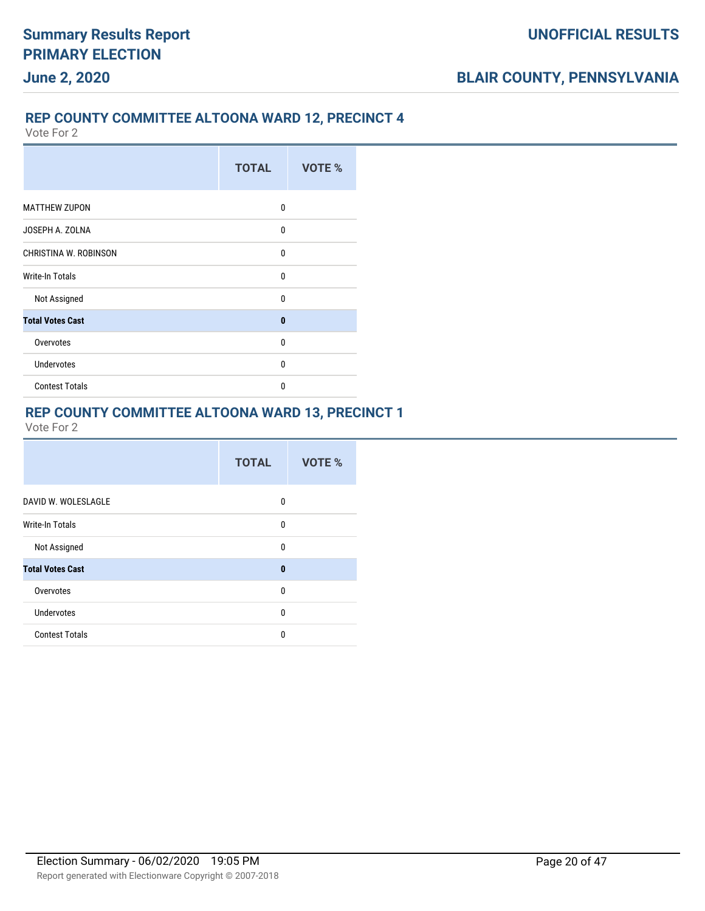## REP COUNTY COMMITTEE ALTOONA WARD 12, PRECINCT 4

Vote For 2

| | TOTAL | VOTE % |
|---|---|---|
| MATTHEW ZUPON | 0 | |
| JOSEPH A. ZOLNA | 0 | |
| CHRISTINA W. ROBINSON | 0 | |
| Write-In Totals | 0 | |
| Not Assigned | 0 | |
| **Total Votes Cast** | **0** | |
| Overvotes | 0 | |
| Undervotes | 0 | |
| Contest Totals | 0 | |

## REP COUNTY COMMITTEE ALTOONA WARD 13, PRECINCT 1

Vote For 2

| | TOTAL | VOTE % |
|---|---|---|
| DAVID W. WOLESLAGLE | 0 | |
| Write-In Totals | 0 | |
| Not Assigned | 0 | |
| **Total Votes Cast** | **0** | |
| Overvotes | 0 | |
| Undervotes | 0 | |
| Contest Totals | 0 | |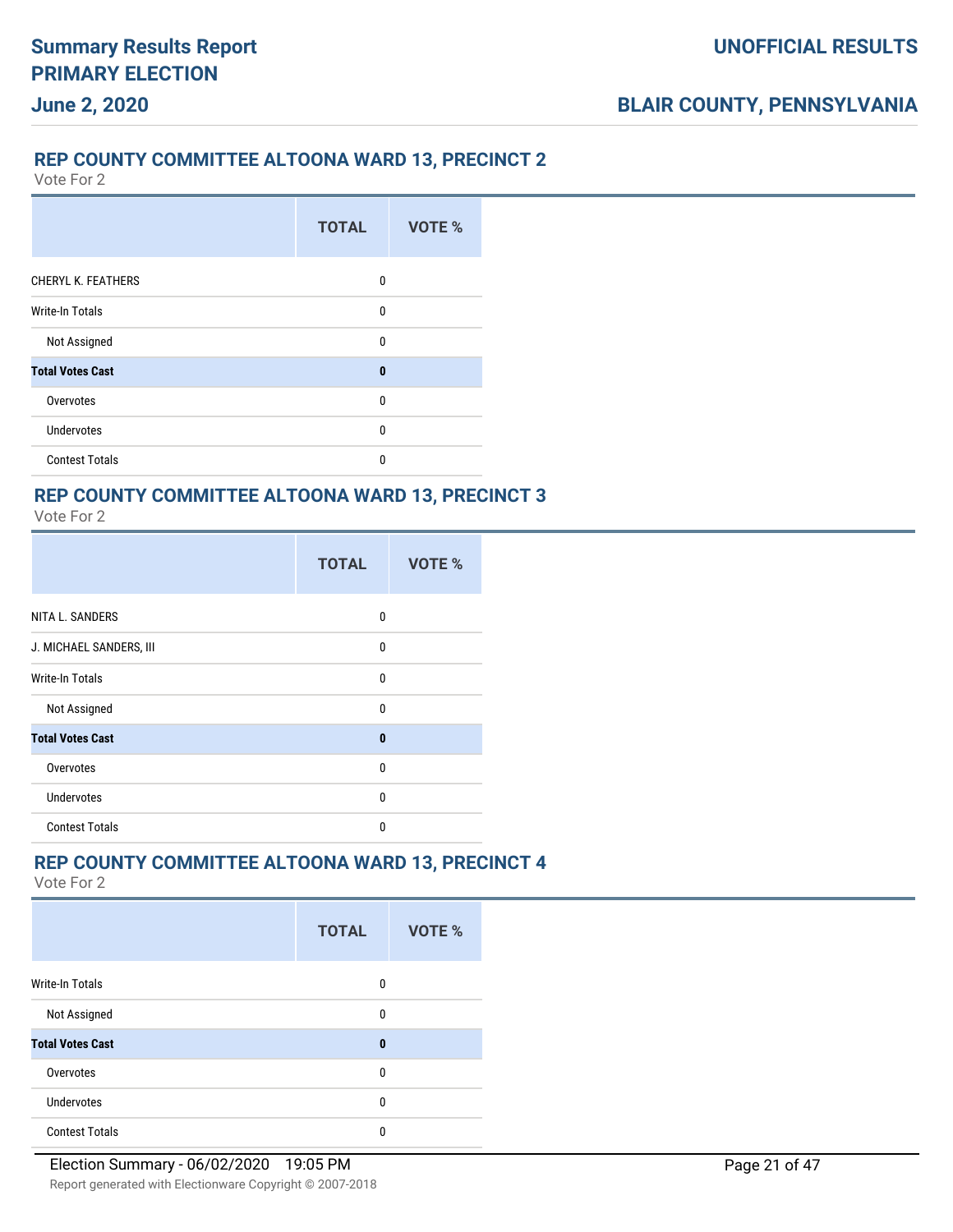## REP COUNTY COMMITTEE ALTOONA WARD 13, PRECINCT 2

Vote For 2

| | TOTAL | VOTE % |
|---|---|---|
| CHERYL K. FEATHERS | 0 | |
| Write-In Totals | 0 | |
| Not Assigned | 0 | |
| **Total Votes Cast** | **0** | |
| Overvotes | 0 | |
| Undervotes | 0 | |
| Contest Totals | 0 | |

## REP COUNTY COMMITTEE ALTOONA WARD 13, PRECINCT 3

Vote For 2

| | TOTAL | VOTE % |
|---|---|---|
| NITA L. SANDERS | 0 | |
| J. MICHAEL SANDERS, III | 0 | |
| Write-In Totals | 0 | |
| Not Assigned | 0 | |
| **Total Votes Cast** | **0** | |
| Overvotes | 0 | |
| Undervotes | 0 | |
| Contest Totals | 0 | |

## REP COUNTY COMMITTEE ALTOONA WARD 13, PRECINCT 4

Vote For 2

| | TOTAL | VOTE % |
|---|---|---|
| Write-In Totals | 0 | |
| Not Assigned | 0 | |
| **Total Votes Cast** | **0** | |
| Overvotes | 0 | |
| Undervotes | 0 | |
| Contest Totals | 0 | |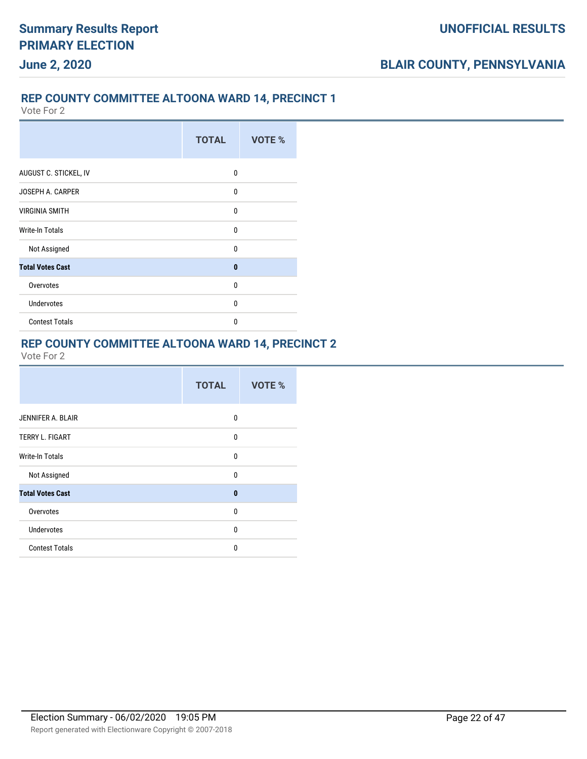## REP COUNTY COMMITTEE ALTOONA WARD 14, PRECINCT 1

Vote For 2

| | TOTAL | VOTE % |
|---|---|---|
| AUGUST C. STICKEL, IV | 0 | |
| JOSEPH A. CARPER | 0 | |
| VIRGINIA SMITH | 0 | |
| Write-In Totals | 0 | |
| Not Assigned | 0 | |
| **Total Votes Cast** | **0** | |
| Overvotes | 0 | |
| Undervotes | 0 | |
| Contest Totals | 0 | |

## REP COUNTY COMMITTEE ALTOONA WARD 14, PRECINCT 2

Vote For 2

| | TOTAL | VOTE % |
|---|---|---|
| JENNIFER A. BLAIR | 0 | |
| TERRY L. FIGART | 0 | |
| Write-In Totals | 0 | |
| Not Assigned | 0 | |
| **Total Votes Cast** | **0** | |
| Overvotes | 0 | |
| Undervotes | 0 | |
| Contest Totals | 0 | |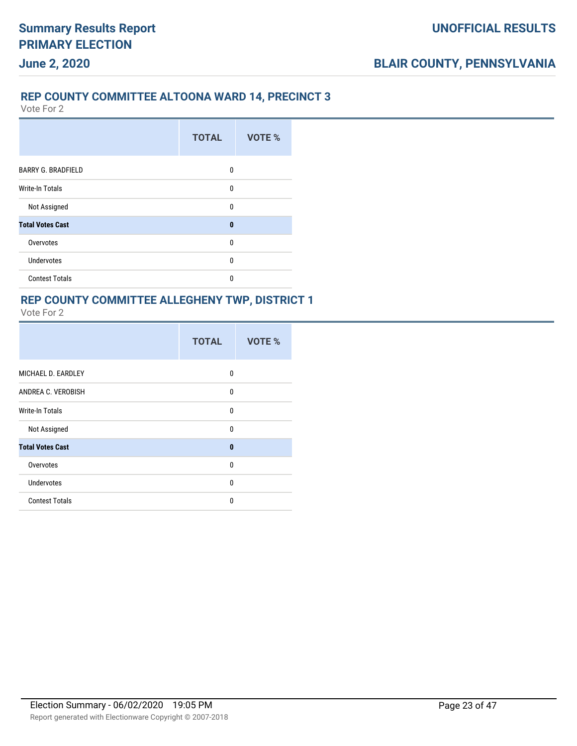## REP COUNTY COMMITTEE ALTOONA WARD 14, PRECINCT 3

Vote For 2

| | TOTAL | VOTE % |
|---|---|---|
| BARRY G. BRADFIELD | 0 | |
| Write-In Totals | 0 | |
| Not Assigned | 0 | |
| **Total Votes Cast** | **0** | |
| Overvotes | 0 | |
| Undervotes | 0 | |
| Contest Totals | 0 | |

## REP COUNTY COMMITTEE ALLEGHENY TWP, DISTRICT 1

Vote For 2

| | TOTAL | VOTE % |
|---|---|---|
| MICHAEL D. EARDLEY | 0 | |
| ANDREA C. VEROBISH | 0 | |
| Write-In Totals | 0 | |
| Not Assigned | 0 | |
| **Total Votes Cast** | **0** | |
| Overvotes | 0 | |
| Undervotes | 0 | |
| Contest Totals | 0 | |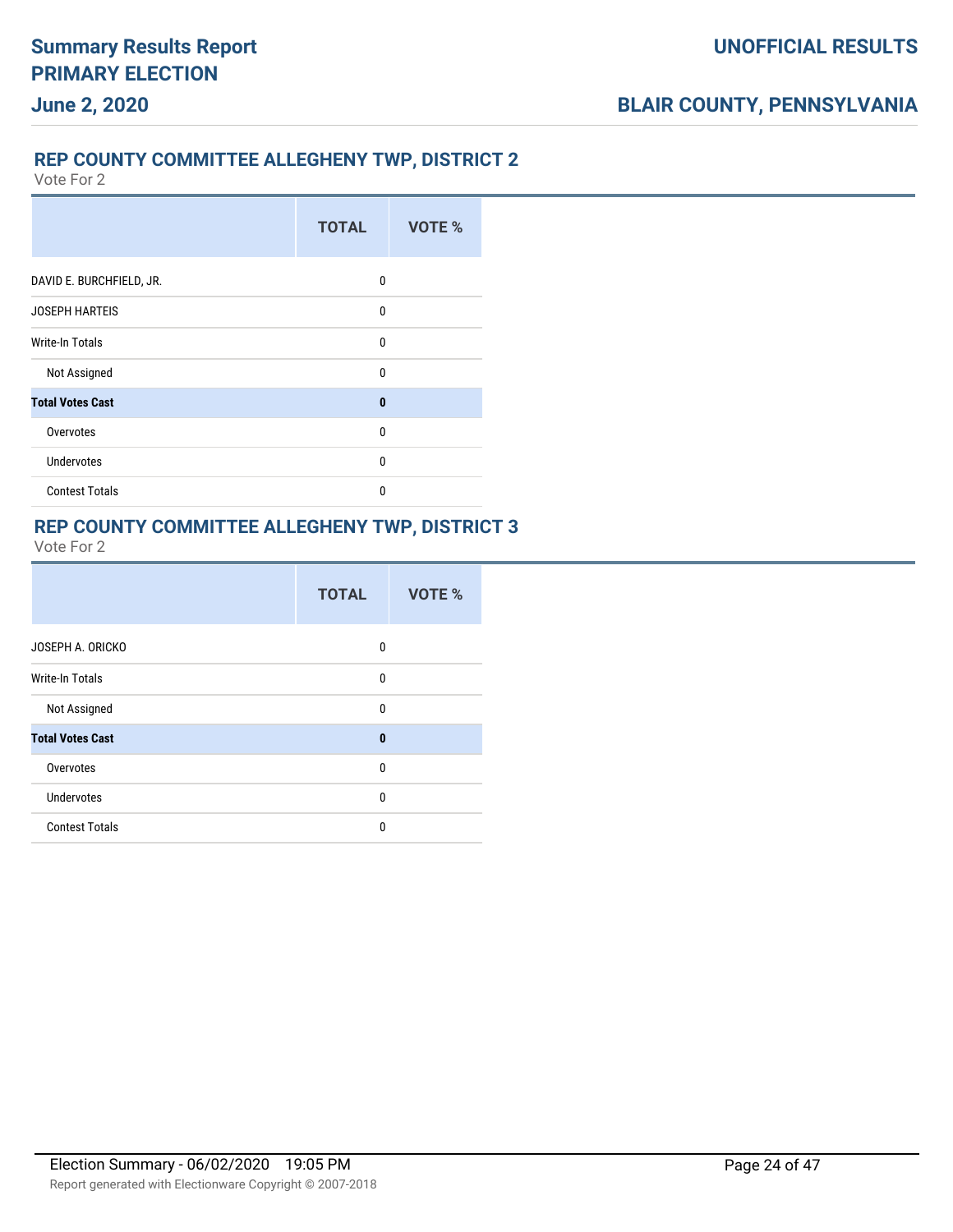## REP COUNTY COMMITTEE ALLEGHENY TWP, DISTRICT 2

Vote For 2

| | TOTAL | VOTE % |
|---|---|---|
| DAVID E. BURCHFIELD, JR. | 0 | |
| JOSEPH HARTEIS | 0 | |
| Write-In Totals | 0 | |
| Not Assigned | 0 | |
| **Total Votes Cast** | **0** | |
| Overvotes | 0 | |
| Undervotes | 0 | |
| Contest Totals | 0 | |

## REP COUNTY COMMITTEE ALLEGHENY TWP, DISTRICT 3

Vote For 2

| | TOTAL | VOTE % |
|---|---|---|
| JOSEPH A. ORICKO | 0 | |
| Write-In Totals | 0 | |
| Not Assigned | 0 | |
| **Total Votes Cast** | **0** | |
| Overvotes | 0 | |
| Undervotes | 0 | |
| Contest Totals | 0 | |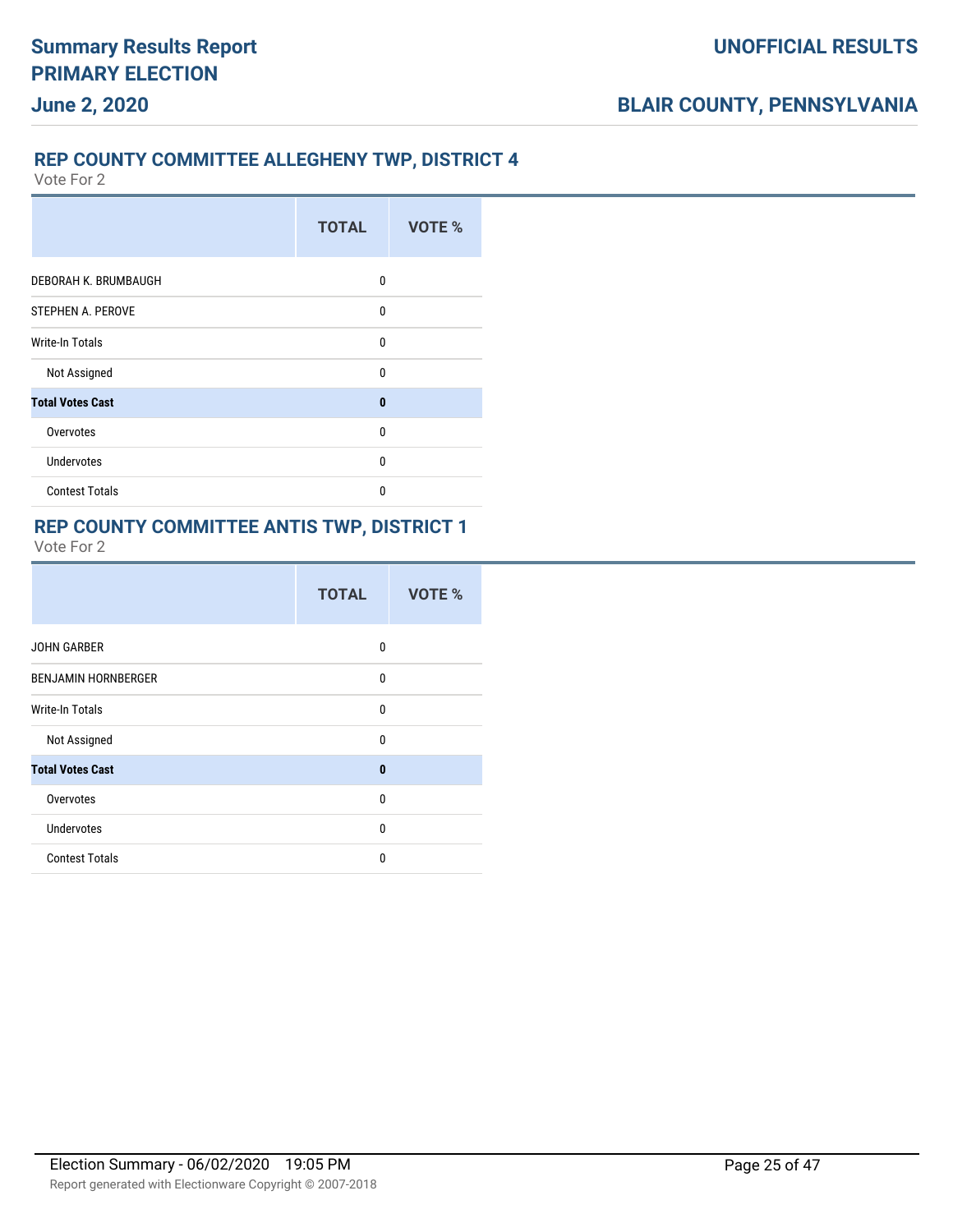## REP COUNTY COMMITTEE ALLEGHENY TWP, DISTRICT 4

Vote For 2

| | TOTAL | VOTE % |
|---|---|---|
| DEBORAH K. BRUMBAUGH | 0 | |
| STEPHEN A. PEROVE | 0 | |
| Write-In Totals | 0 | |
| Not Assigned | 0 | |
| **Total Votes Cast** | **0** | |
| Overvotes | 0 | |
| Undervotes | 0 | |
| Contest Totals | 0 | |

## REP COUNTY COMMITTEE ANTIS TWP, DISTRICT 1

Vote For 2

| | TOTAL | VOTE % |
|---|---|---|
| JOHN GARBER | 0 | |
| BENJAMIN HORNBERGER | 0 | |
| Write-In Totals | 0 | |
| Not Assigned | 0 | |
| **Total Votes Cast** | **0** | |
| Overvotes | 0 | |
| Undervotes | 0 | |
| Contest Totals | 0 | |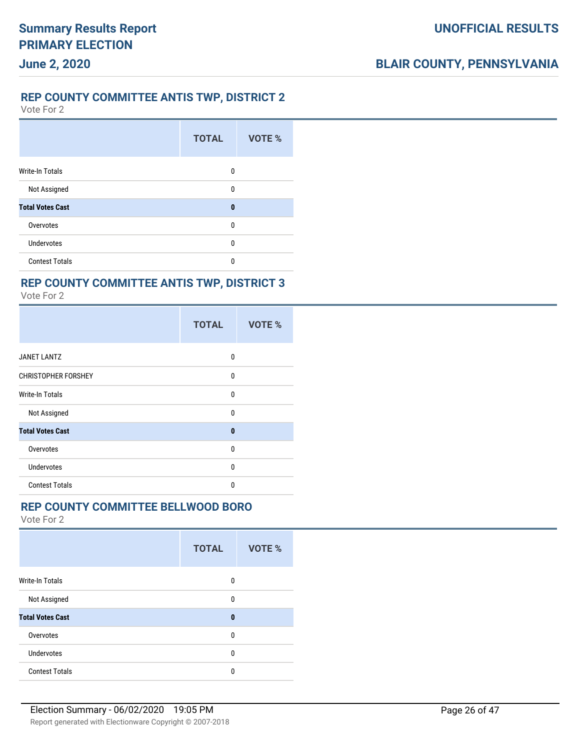## REP COUNTY COMMITTEE ANTIS TWP, DISTRICT 2

Vote For 2

| | TOTAL | VOTE % |
|---|---|---|
| Write-In Totals | 0 | |
| Not Assigned | 0 | |
| **Total Votes Cast** | **0** | |
| Overvotes | 0 | |
| Undervotes | 0 | |
| Contest Totals | 0 | |

## REP COUNTY COMMITTEE ANTIS TWP, DISTRICT 3

Vote For 2

| | TOTAL | VOTE % |
|---|---|---|
| JANET LANTZ | 0 | |
| CHRISTOPHER FORSHEY | 0 | |
| Write-In Totals | 0 | |
| Not Assigned | 0 | |
| **Total Votes Cast** | **0** | |
| Overvotes | 0 | |
| Undervotes | 0 | |
| Contest Totals | 0 | |

## REP COUNTY COMMITTEE BELLWOOD BORO

Vote For 2

| | TOTAL | VOTE % |
|---|---|---|
| Write-In Totals | 0 | |
| Not Assigned | 0 | |
| **Total Votes Cast** | **0** | |
| Overvotes | 0 | |
| Undervotes | 0 | |
| Contest Totals | 0 | |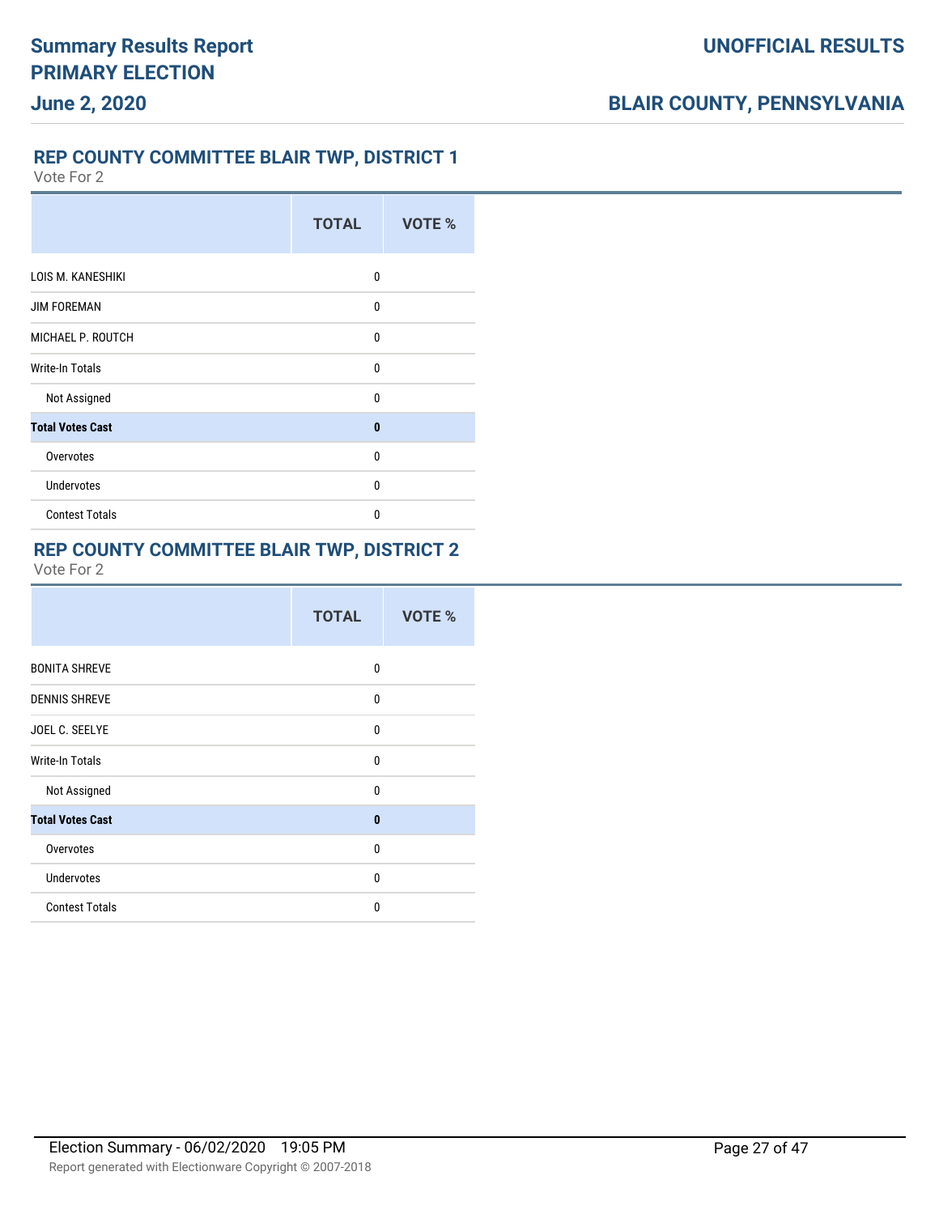## REP COUNTY COMMITTEE BLAIR TWP, DISTRICT 1

Vote For 2

| | TOTAL | VOTE % |
|---|---|---|
| LOIS M. KANESHIKI | 0 | |
| JIM FOREMAN | 0 | |
| MICHAEL P. ROUTCH | 0 | |
| Write-In Totals | 0 | |
| Not Assigned | 0 | |
| **Total Votes Cast** | **0** | |
| Overvotes | 0 | |
| Undervotes | 0 | |
| Contest Totals | 0 | |

## REP COUNTY COMMITTEE BLAIR TWP, DISTRICT 2

Vote For 2

| | TOTAL | VOTE % |
|---|---|---|
| BONITA SHREVE | 0 | |
| DENNIS SHREVE | 0 | |
| JOEL C. SEELYE | 0 | |
| Write-In Totals | 0 | |
| Not Assigned | 0 | |
| **Total Votes Cast** | **0** | |
| Overvotes | 0 | |
| Undervotes | 0 | |
| Contest Totals | 0 | |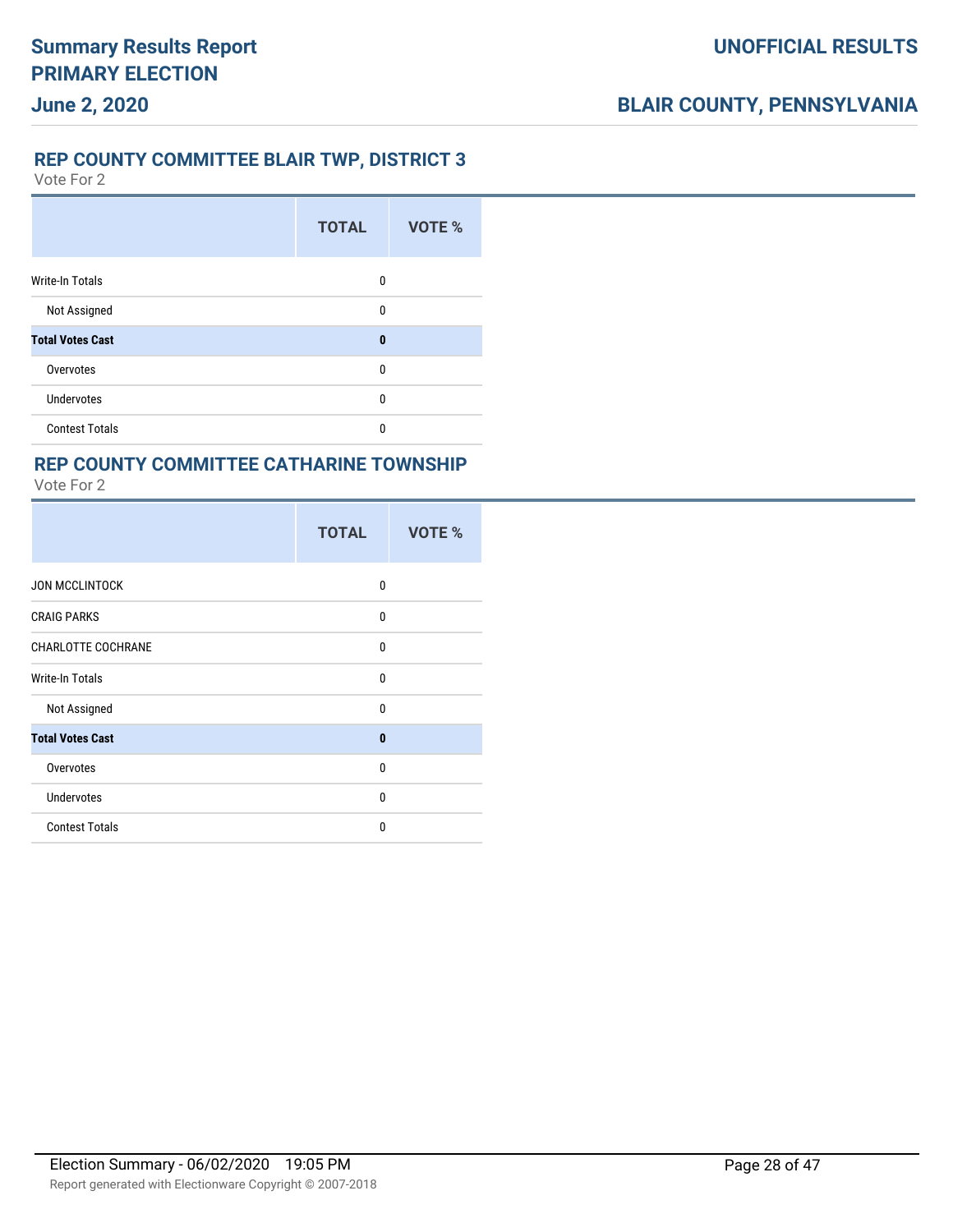## REP COUNTY COMMITTEE BLAIR TWP, DISTRICT 3

Vote For 2

| | TOTAL | VOTE % |
|---|---|---|
| Write-In Totals | 0 | |
| Not Assigned | 0 | |
| **Total Votes Cast** | **0** | |
| Overvotes | 0 | |
| Undervotes | 0 | |
| Contest Totals | 0 | |

## REP COUNTY COMMITTEE CATHARINE TOWNSHIP

Vote For 2

| | TOTAL | VOTE % |
|---|---|---|
| JON MCCLINTOCK | 0 | |
| CRAIG PARKS | 0 | |
| CHARLOTTE COCHRANE | 0 | |
| Write-In Totals | 0 | |
| Not Assigned | 0 | |
| **Total Votes Cast** | **0** | |
| Overvotes | 0 | |
| Undervotes | 0 | |
| Contest Totals | 0 | |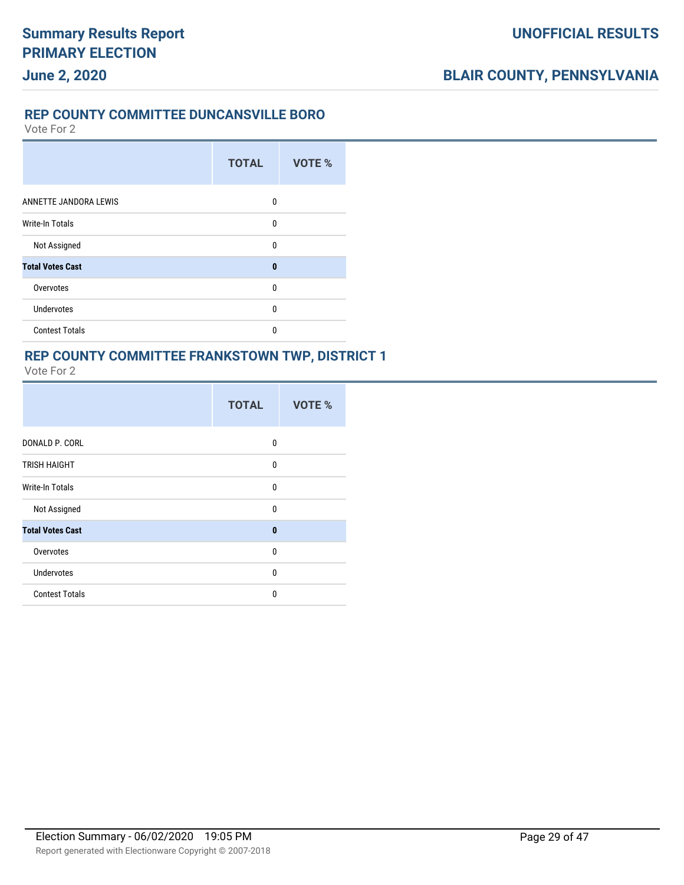## REP COUNTY COMMITTEE DUNCANSVILLE BORO

Vote For 2

| | TOTAL | VOTE % |
|---|---|---|
| ANNETTE JANDORA LEWIS | 0 | |
| Write-In Totals | 0 | |
| Not Assigned | 0 | |
| **Total Votes Cast** | **0** | |
| Overvotes | 0 | |
| Undervotes | 0 | |
| Contest Totals | 0 | |

## REP COUNTY COMMITTEE FRANKSTOWN TWP, DISTRICT 1

Vote For 2

| | TOTAL | VOTE % |
|---|---|---|
| DONALD P. CORL | 0 | |
| TRISH HAIGHT | 0 | |
| Write-In Totals | 0 | |
| Not Assigned | 0 | |
| **Total Votes Cast** | **0** | |
| Overvotes | 0 | |
| Undervotes | 0 | |
| Contest Totals | 0 | |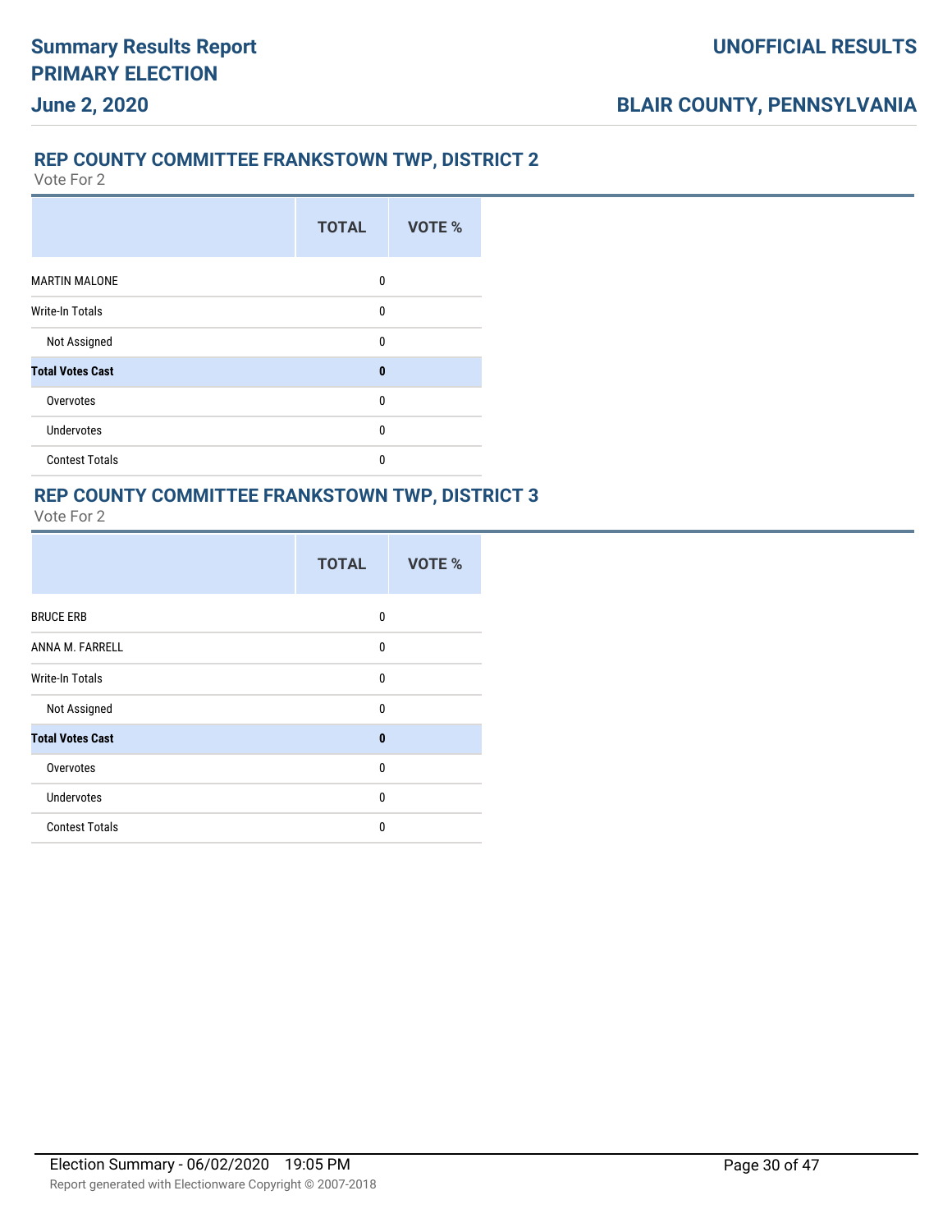## REP COUNTY COMMITTEE FRANKSTOWN TWP, DISTRICT 2

Vote For 2

| | TOTAL | VOTE % |
|---|---|---|
| MARTIN MALONE | 0 | |
| Write-In Totals | 0 | |
| Not Assigned | 0 | |
| **Total Votes Cast** | **0** | |
| Overvotes | 0 | |
| Undervotes | 0 | |
| Contest Totals | 0 | |

## REP COUNTY COMMITTEE FRANKSTOWN TWP, DISTRICT 3

Vote For 2

| | TOTAL | VOTE % |
|---|---|---|
| BRUCE ERB | 0 | |
| ANNA M. FARRELL | 0 | |
| Write-In Totals | 0 | |
| Not Assigned | 0 | |
| **Total Votes Cast** | **0** | |
| Overvotes | 0 | |
| Undervotes | 0 | |
| Contest Totals | 0 | |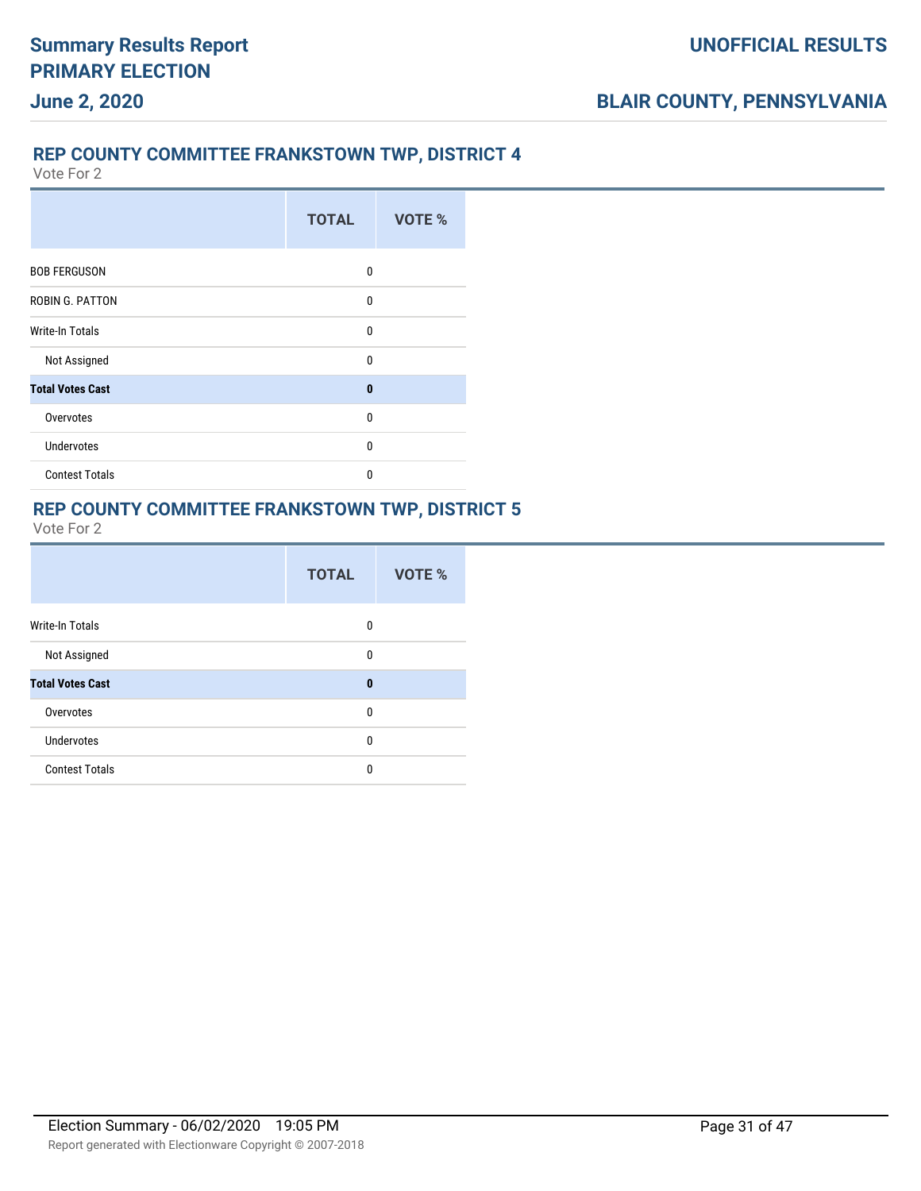## REP COUNTY COMMITTEE FRANKSTOWN TWP, DISTRICT 4

Vote For 2

| | TOTAL | VOTE % |
|---|---|---|
| BOB FERGUSON | 0 | |
| ROBIN G. PATTON | 0 | |
| Write-In Totals | 0 | |
| Not Assigned | 0 | |
| **Total Votes Cast** | **0** | |
| Overvotes | 0 | |
| Undervotes | 0 | |
| Contest Totals | 0 | |

## REP COUNTY COMMITTEE FRANKSTOWN TWP, DISTRICT 5

Vote For 2

| | TOTAL | VOTE % |
|---|---|---|
| Write-In Totals | 0 | |
| Not Assigned | 0 | |
| **Total Votes Cast** | **0** | |
| Overvotes | 0 | |
| Undervotes | 0 | |
| Contest Totals | 0 | |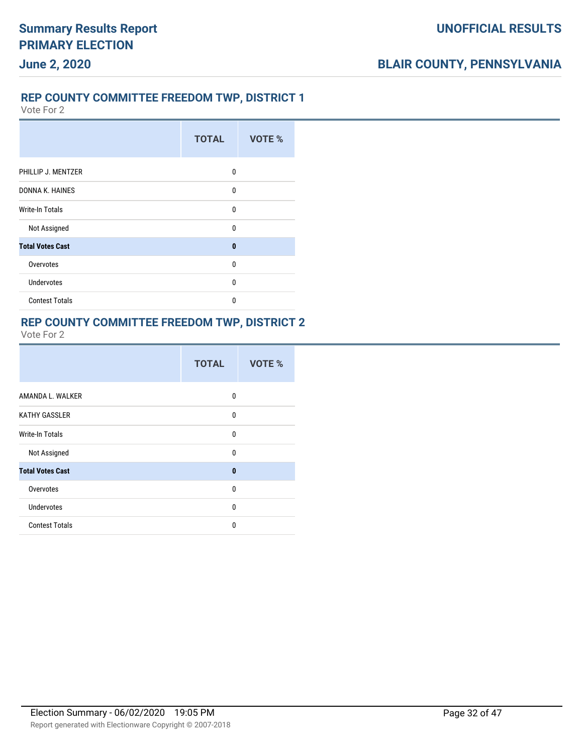## REP COUNTY COMMITTEE FREEDOM TWP, DISTRICT 1

Vote For 2

| | TOTAL | VOTE % |
|---|---|---|
| PHILLIP J. MENTZER | 0 | |
| DONNA K. HAINES | 0 | |
| Write-In Totals | 0 | |
| Not Assigned | 0 | |
| **Total Votes Cast** | **0** | |
| Overvotes | 0 | |
| Undervotes | 0 | |
| Contest Totals | 0 | |

## REP COUNTY COMMITTEE FREEDOM TWP, DISTRICT 2

Vote For 2

| | TOTAL | VOTE % |
|---|---|---|
| AMANDA L. WALKER | 0 | |
| KATHY GASSLER | 0 | |
| Write-In Totals | 0 | |
| Not Assigned | 0 | |
| **Total Votes Cast** | **0** | |
| Overvotes | 0 | |
| Undervotes | 0 | |
| Contest Totals | 0 | |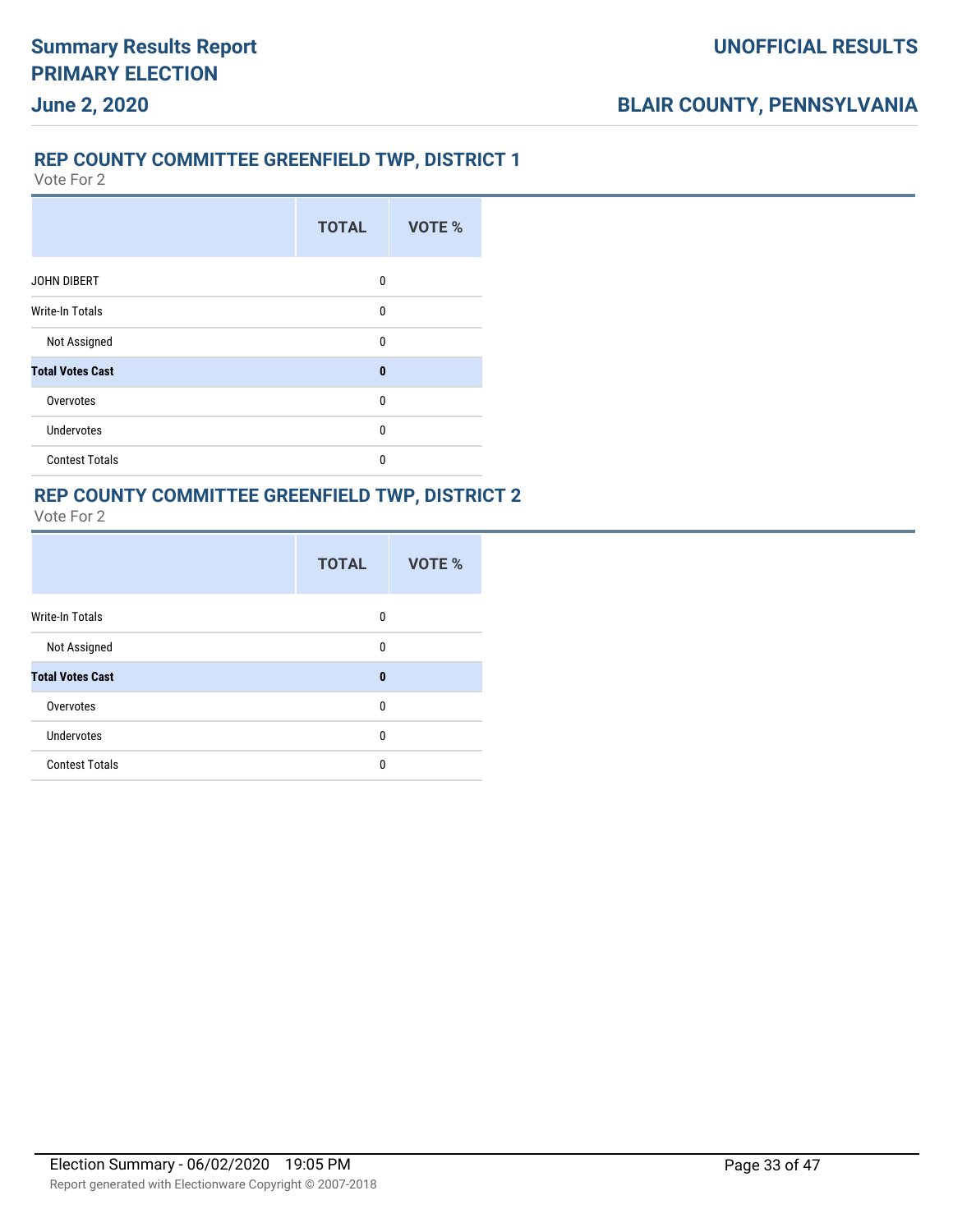## REP COUNTY COMMITTEE GREENFIELD TWP, DISTRICT 1

Vote For 2

| | TOTAL | VOTE % |
|---|---|---|
| JOHN DIBERT | 0 | |
| Write-In Totals | 0 | |
| Not Assigned | 0 | |
| **Total Votes Cast** | **0** | |
| Overvotes | 0 | |
| Undervotes | 0 | |
| Contest Totals | 0 | |

## REP COUNTY COMMITTEE GREENFIELD TWP, DISTRICT 2

Vote For 2

| | TOTAL | VOTE % |
|---|---|---|
| Write-In Totals | 0 | |
| Not Assigned | 0 | |
| **Total Votes Cast** | **0** | |
| Overvotes | 0 | |
| Undervotes | 0 | |
| Contest Totals | 0 | |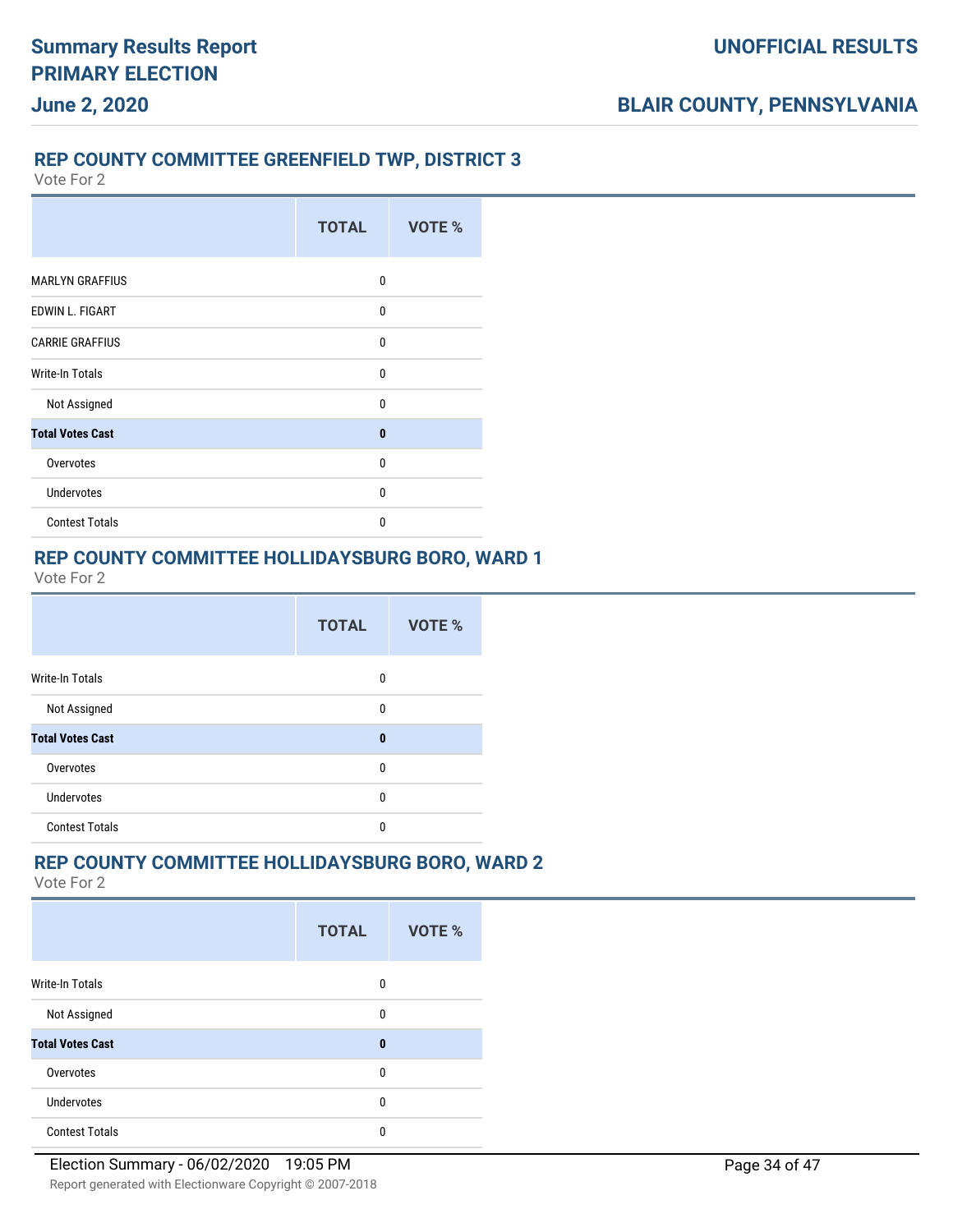## REP COUNTY COMMITTEE GREENFIELD TWP, DISTRICT 3

Vote For 2

| | TOTAL | VOTE % |
|---|---|---|
| MARLYN GRAFFIUS | 0 | |
| EDWIN L. FIGART | 0 | |
| CARRIE GRAFFIUS | 0 | |
| Write-In Totals | 0 | |
| Not Assigned | 0 | |
| **Total Votes Cast** | **0** | |
| Overvotes | 0 | |
| Undervotes | 0 | |
| Contest Totals | 0 | |

## REP COUNTY COMMITTEE HOLLIDAYSBURG BORO, WARD 1

Vote For 2

| | TOTAL | VOTE % |
|---|---|---|
| Write-In Totals | 0 | |
| Not Assigned | 0 | |
| **Total Votes Cast** | **0** | |
| Overvotes | 0 | |
| Undervotes | 0 | |
| Contest Totals | 0 | |

## REP COUNTY COMMITTEE HOLLIDAYSBURG BORO, WARD 2

Vote For 2

| | TOTAL | VOTE % |
|---|---|---|
| Write-In Totals | 0 | |
| Not Assigned | 0 | |
| **Total Votes Cast** | **0** | |
| Overvotes | 0 | |
| Undervotes | 0 | |
| Contest Totals | 0 | |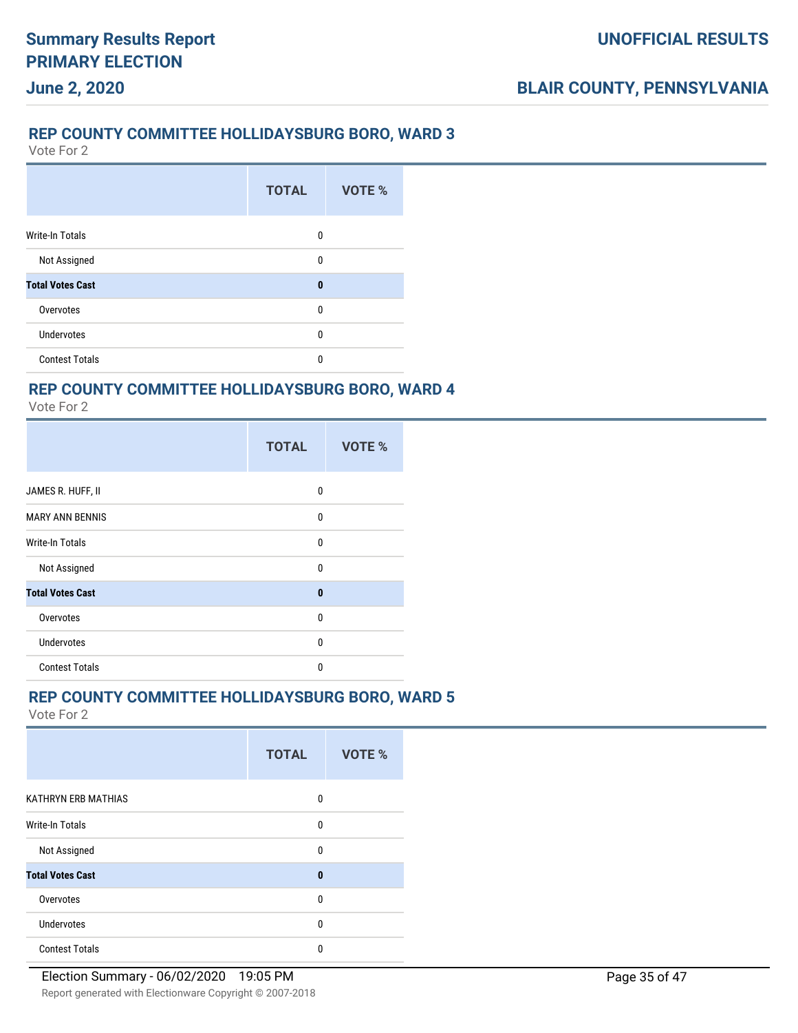## REP COUNTY COMMITTEE HOLLIDAYSBURG BORO, WARD 3

Vote For 2

| | TOTAL | VOTE % |
|---|---|---|
| Write-In Totals | 0 | |
| Not Assigned | 0 | |
| **Total Votes Cast** | **0** | |
| Overvotes | 0 | |
| Undervotes | 0 | |
| Contest Totals | 0 | |

## REP COUNTY COMMITTEE HOLLIDAYSBURG BORO, WARD 4

Vote For 2

| | TOTAL | VOTE % |
|---|---|---|
| JAMES R. HUFF, II | 0 | |
| MARY ANN BENNIS | 0 | |
| Write-In Totals | 0 | |
| Not Assigned | 0 | |
| **Total Votes Cast** | **0** | |
| Overvotes | 0 | |
| Undervotes | 0 | |
| Contest Totals | 0 | |

## REP COUNTY COMMITTEE HOLLIDAYSBURG BORO, WARD 5

Vote For 2

| | TOTAL | VOTE % |
|---|---|---|
| KATHRYN ERB MATHIAS | 0 | |
| Write-In Totals | 0 | |
| Not Assigned | 0 | |
| **Total Votes Cast** | **0** | |
| Overvotes | 0 | |
| Undervotes | 0 | |
| Contest Totals | 0 | |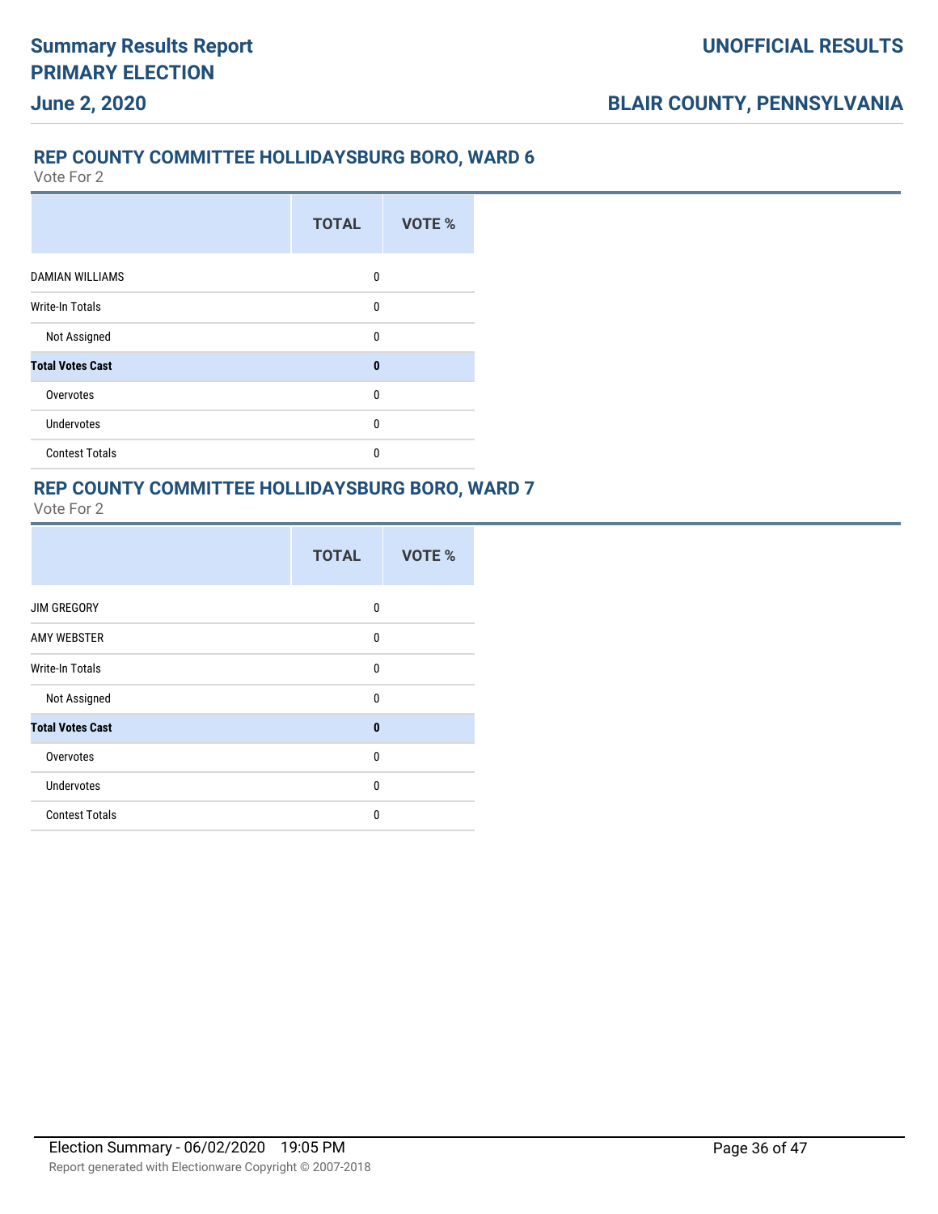## REP COUNTY COMMITTEE HOLLIDAYSBURG BORO, WARD 6

Vote For 2

| | TOTAL | VOTE % |
|---|---|---|
| DAMIAN WILLIAMS | 0 | |
| Write-In Totals | 0 | |
| Not Assigned | 0 | |
| **Total Votes Cast** | **0** | |
| Overvotes | 0 | |
| Undervotes | 0 | |
| Contest Totals | 0 | |

## REP COUNTY COMMITTEE HOLLIDAYSBURG BORO, WARD 7

Vote For 2

| | TOTAL | VOTE % |
|---|---|---|
| JIM GREGORY | 0 | |
| AMY WEBSTER | 0 | |
| Write-In Totals | 0 | |
| Not Assigned | 0 | |
| **Total Votes Cast** | **0** | |
| Overvotes | 0 | |
| Undervotes | 0 | |
| Contest Totals | 0 | |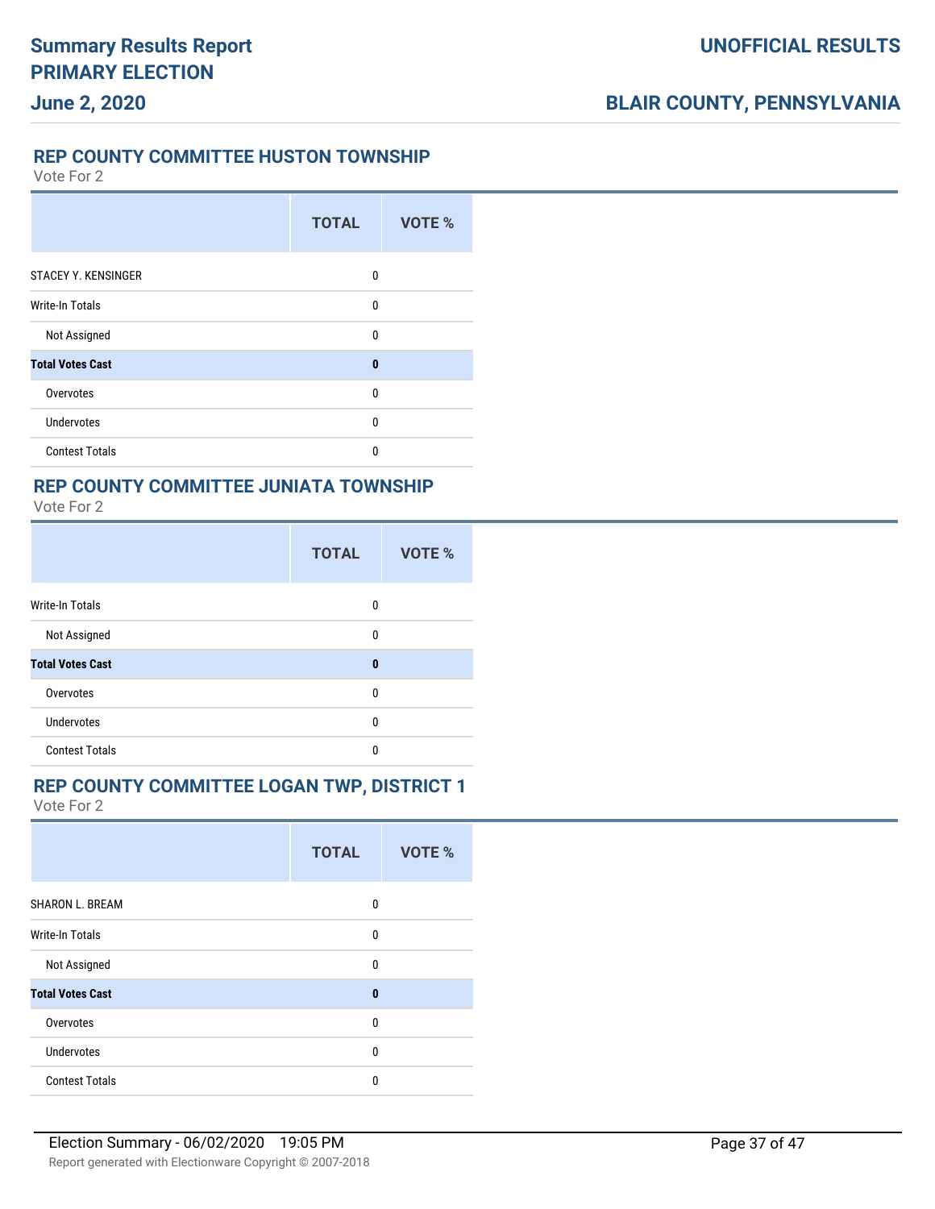## REP COUNTY COMMITTEE HUSTON TOWNSHIP

Vote For 2

| | TOTAL | VOTE % |
|---|---|---|
| STACEY Y. KENSINGER | 0 | |
| Write-In Totals | 0 | |
| Not Assigned | 0 | |
| **Total Votes Cast** | **0** | |
| Overvotes | 0 | |
| Undervotes | 0 | |
| Contest Totals | 0 | |

## REP COUNTY COMMITTEE JUNIATA TOWNSHIP

Vote For 2

| | TOTAL | VOTE % |
|---|---|---|
| Write-In Totals | 0 | |
| Not Assigned | 0 | |
| **Total Votes Cast** | **0** | |
| Overvotes | 0 | |
| Undervotes | 0 | |
| Contest Totals | 0 | |

## REP COUNTY COMMITTEE LOGAN TWP, DISTRICT 1

Vote For 2

| | TOTAL | VOTE % |
|---|---|---|
| SHARON L. BREAM | 0 | |
| Write-In Totals | 0 | |
| Not Assigned | 0 | |
| **Total Votes Cast** | **0** | |
| Overvotes | 0 | |
| Undervotes | 0 | |
| Contest Totals | 0 | |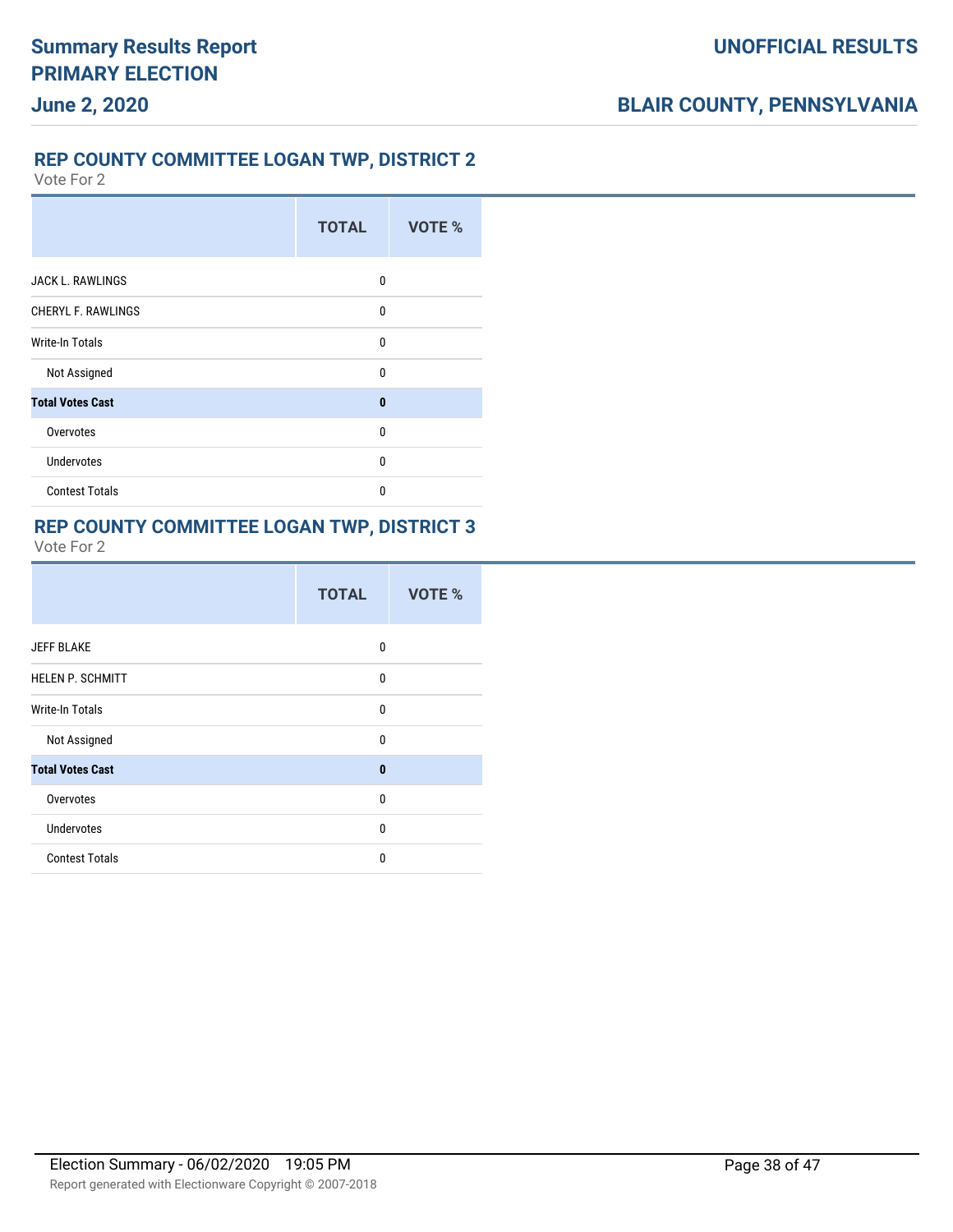## REP COUNTY COMMITTEE LOGAN TWP, DISTRICT 2

Vote For 2

| | TOTAL | VOTE % |
|---|---|---|
| JACK L. RAWLINGS | 0 | |
| CHERYL F. RAWLINGS | 0 | |
| Write-In Totals | 0 | |
| Not Assigned | 0 | |
| **Total Votes Cast** | **0** | |
| Overvotes | 0 | |
| Undervotes | 0 | |
| Contest Totals | 0 | |

## REP COUNTY COMMITTEE LOGAN TWP, DISTRICT 3

Vote For 2

| | TOTAL | VOTE % |
|---|---|---|
| JEFF BLAKE | 0 | |
| HELEN P. SCHMITT | 0 | |
| Write-In Totals | 0 | |
| Not Assigned | 0 | |
| **Total Votes Cast** | **0** | |
| Overvotes | 0 | |
| Undervotes | 0 | |
| Contest Totals | 0 | |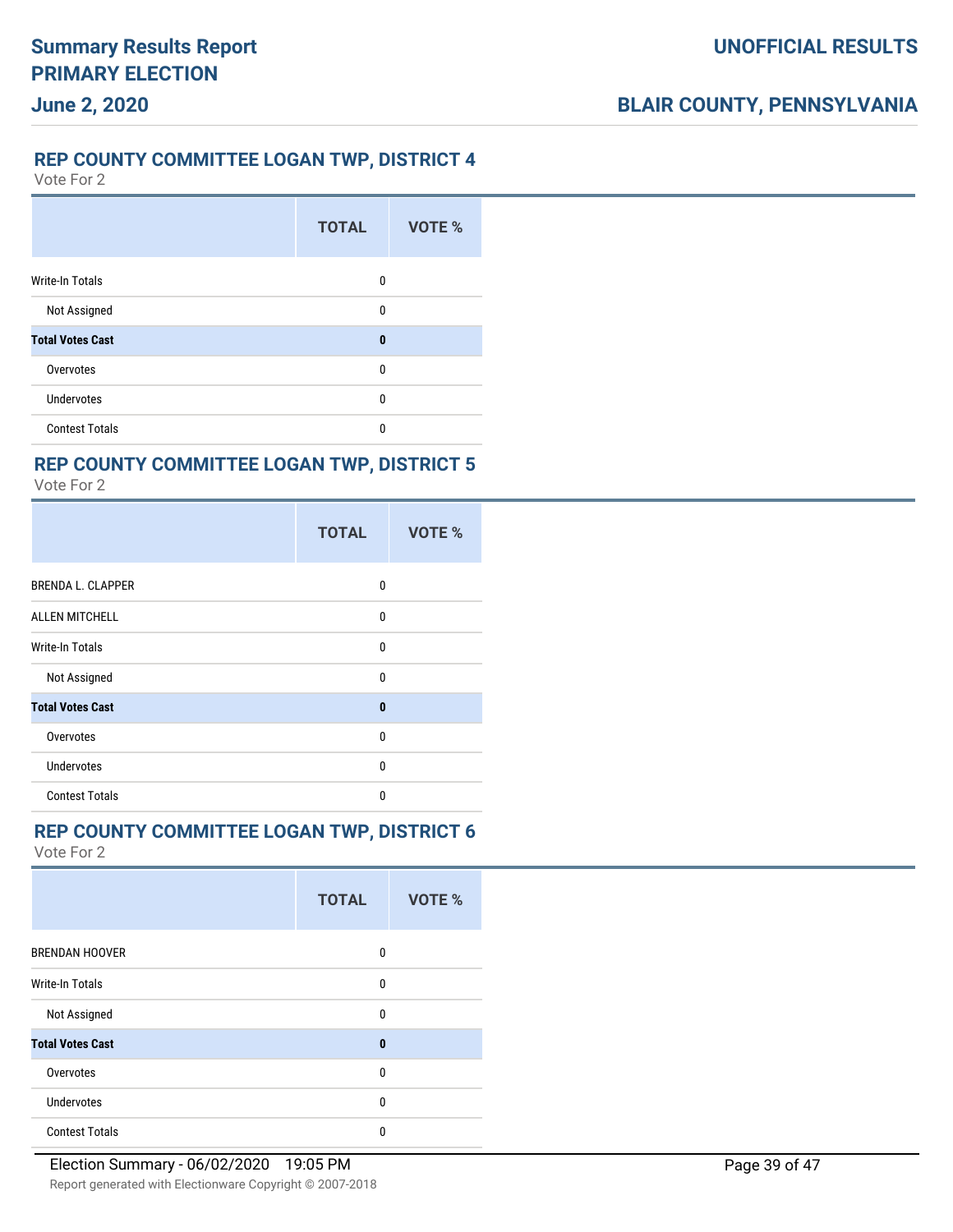## REP COUNTY COMMITTEE LOGAN TWP, DISTRICT 4

Vote For 2

| | TOTAL | VOTE % |
|---|---|---|
| Write-In Totals | 0 | |
| Not Assigned | 0 | |
| **Total Votes Cast** | **0** | |
| Overvotes | 0 | |
| Undervotes | 0 | |
| Contest Totals | 0 | |

## REP COUNTY COMMITTEE LOGAN TWP, DISTRICT 5

Vote For 2

| | TOTAL | VOTE % |
|---|---|---|
| BRENDA L. CLAPPER | 0 | |
| ALLEN MITCHELL | 0 | |
| Write-In Totals | 0 | |
| Not Assigned | 0 | |
| **Total Votes Cast** | **0** | |
| Overvotes | 0 | |
| Undervotes | 0 | |
| Contest Totals | 0 | |

## REP COUNTY COMMITTEE LOGAN TWP, DISTRICT 6

Vote For 2

| | TOTAL | VOTE % |
|---|---|---|
| BRENDAN HOOVER | 0 | |
| Write-In Totals | 0 | |
| Not Assigned | 0 | |
| **Total Votes Cast** | **0** | |
| Overvotes | 0 | |
| Undervotes | 0 | |
| Contest Totals | 0 | |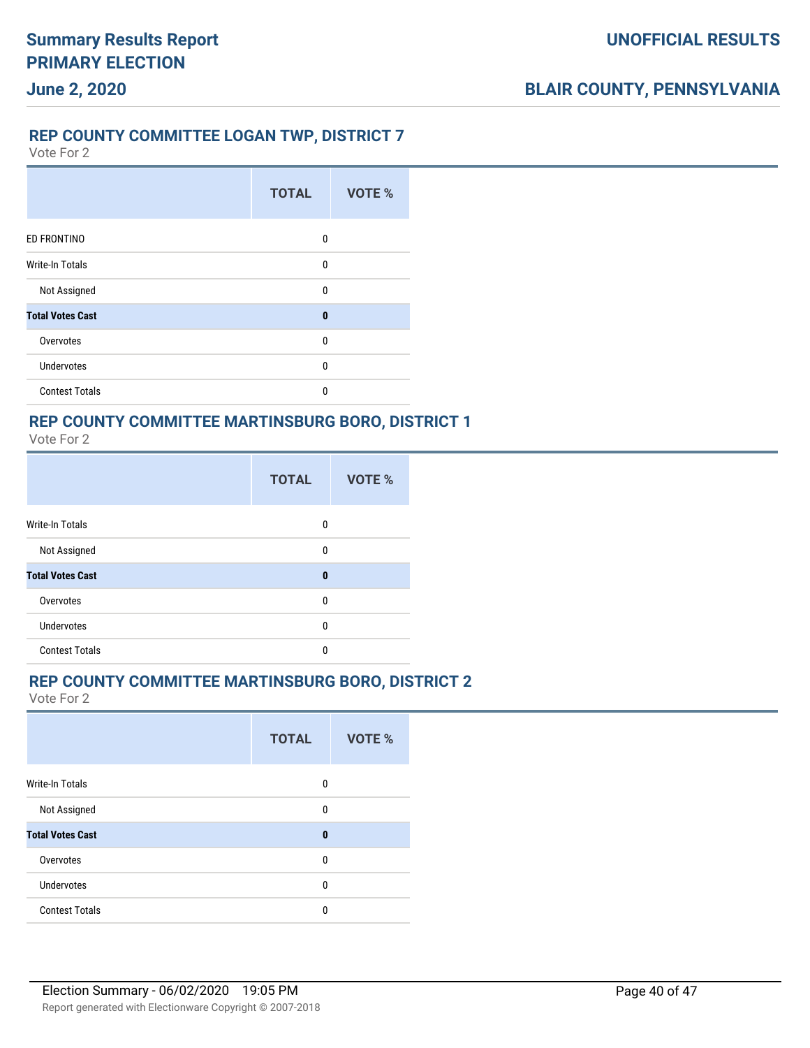## REP COUNTY COMMITTEE LOGAN TWP, DISTRICT 7

Vote For 2

| | TOTAL | VOTE % |
|---|---|---|
| ED FRONTINO | 0 | |
| Write-In Totals | 0 | |
| Not Assigned | 0 | |
| **Total Votes Cast** | **0** | |
| Overvotes | 0 | |
| Undervotes | 0 | |
| Contest Totals | 0 | |

## REP COUNTY COMMITTEE MARTINSBURG BORO, DISTRICT 1

Vote For 2

| | TOTAL | VOTE % |
|---|---|---|
| Write-In Totals | 0 | |
| Not Assigned | 0 | |
| **Total Votes Cast** | **0** | |
| Overvotes | 0 | |
| Undervotes | 0 | |
| Contest Totals | 0 | |

## REP COUNTY COMMITTEE MARTINSBURG BORO, DISTRICT 2

Vote For 2

| | TOTAL | VOTE % |
|---|---|---|
| Write-In Totals | 0 | |
| Not Assigned | 0 | |
| **Total Votes Cast** | **0** | |
| Overvotes | 0 | |
| Undervotes | 0 | |
| Contest Totals | 0 | |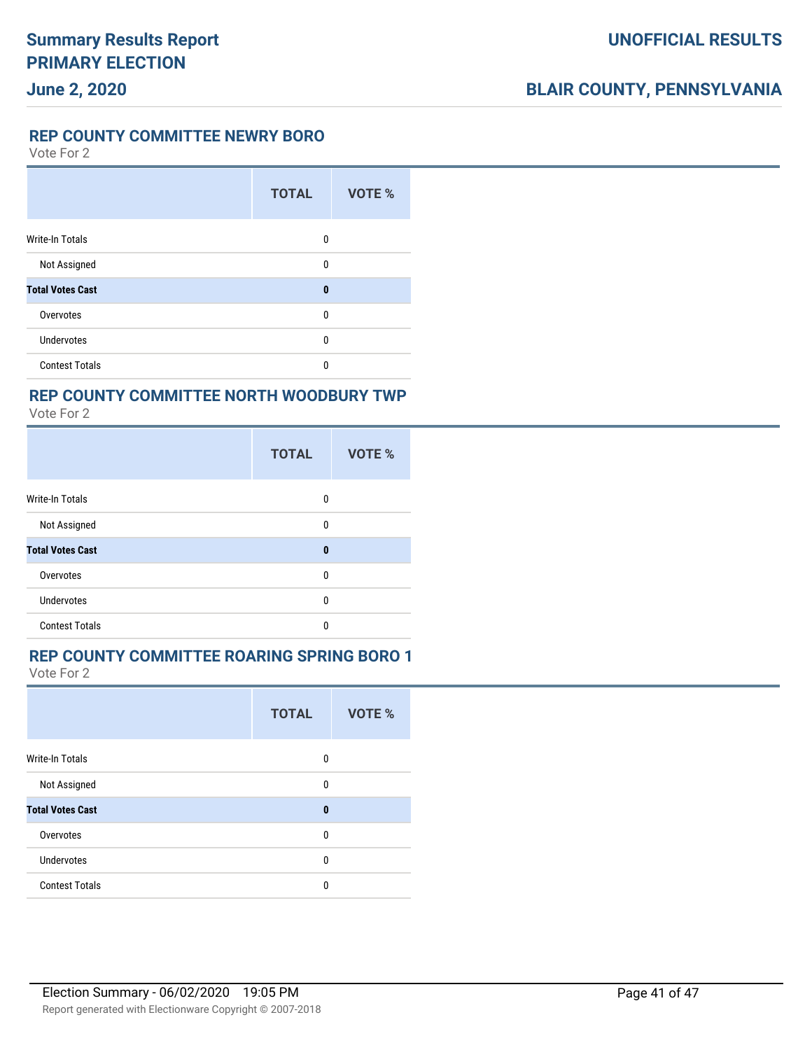## REP COUNTY COMMITTEE NEWRY BORO

Vote For 2

| | TOTAL | VOTE % |
|---|---|---|
| Write-In Totals | 0 | |
| Not Assigned | 0 | |
| **Total Votes Cast** | **0** | |
| Overvotes | 0 | |
| Undervotes | 0 | |
| Contest Totals | 0 | |

## REP COUNTY COMMITTEE NORTH WOODBURY TWP

Vote For 2

| | TOTAL | VOTE % |
|---|---|---|
| Write-In Totals | 0 | |
| Not Assigned | 0 | |
| **Total Votes Cast** | **0** | |
| Overvotes | 0 | |
| Undervotes | 0 | |
| Contest Totals | 0 | |

## REP COUNTY COMMITTEE ROARING SPRING BORO 1

Vote For 2

| | TOTAL | VOTE % |
|---|---|---|
| Write-In Totals | 0 | |
| Not Assigned | 0 | |
| **Total Votes Cast** | **0** | |
| Overvotes | 0 | |
| Undervotes | 0 | |
| Contest Totals | 0 | |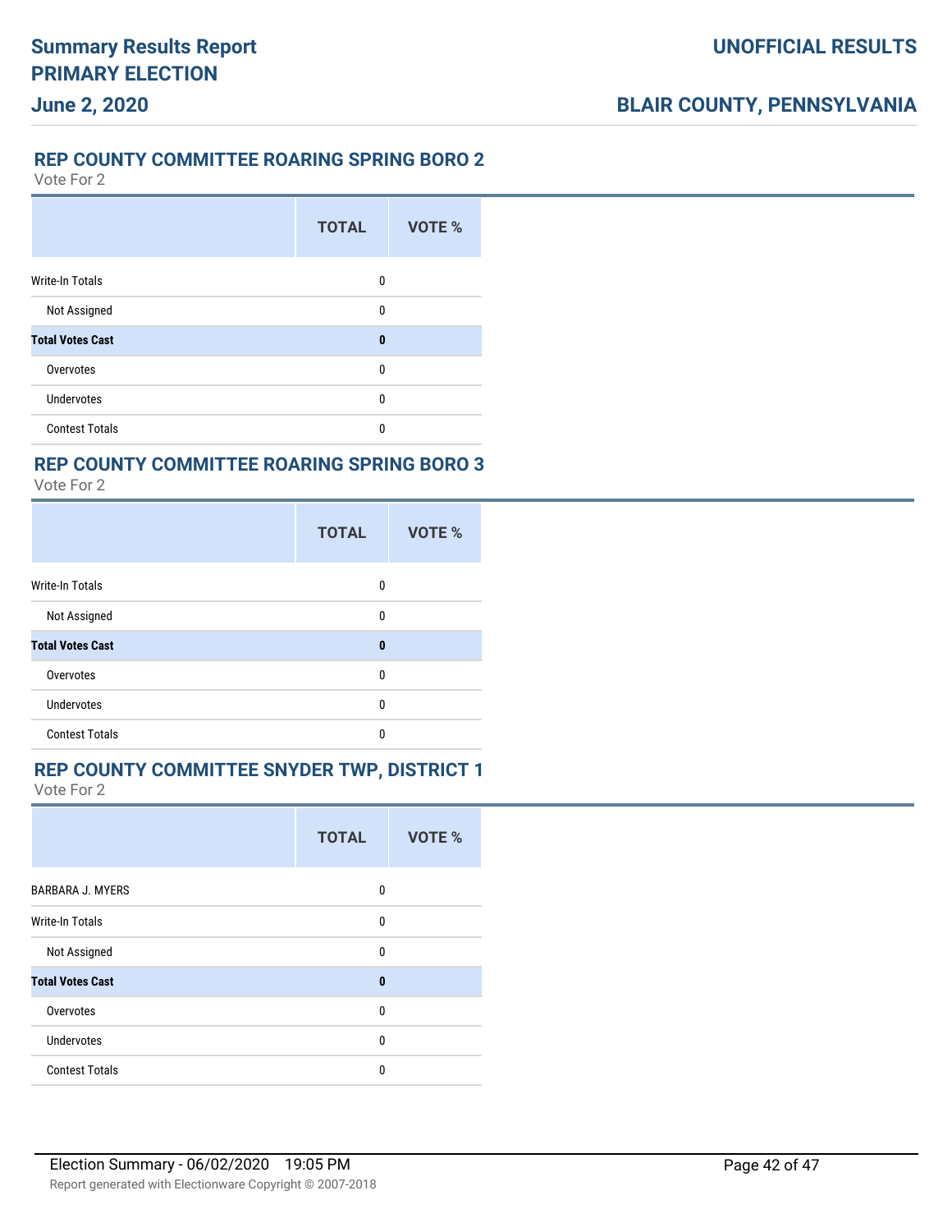## REP COUNTY COMMITTEE ROARING SPRING BORO 2

Vote For 2

| | TOTAL | VOTE % |
|---|---|---|
| Write-In Totals | 0 | |
| Not Assigned | 0 | |
| **Total Votes Cast** | **0** | |
| Overvotes | 0 | |
| Undervotes | 0 | |
| Contest Totals | 0 | |

## REP COUNTY COMMITTEE ROARING SPRING BORO 3

Vote For 2

| | TOTAL | VOTE % |
|---|---|---|
| Write-In Totals | 0 | |
| Not Assigned | 0 | |
| **Total Votes Cast** | **0** | |
| Overvotes | 0 | |
| Undervotes | 0 | |
| Contest Totals | 0 | |

## REP COUNTY COMMITTEE SNYDER TWP, DISTRICT 1

Vote For 2

| | TOTAL | VOTE % |
|---|---|---|
| BARBARA J. MYERS | 0 | |
| Write-In Totals | 0 | |
| Not Assigned | 0 | |
| **Total Votes Cast** | **0** | |
| Overvotes | 0 | |
| Undervotes | 0 | |
| Contest Totals | 0 | |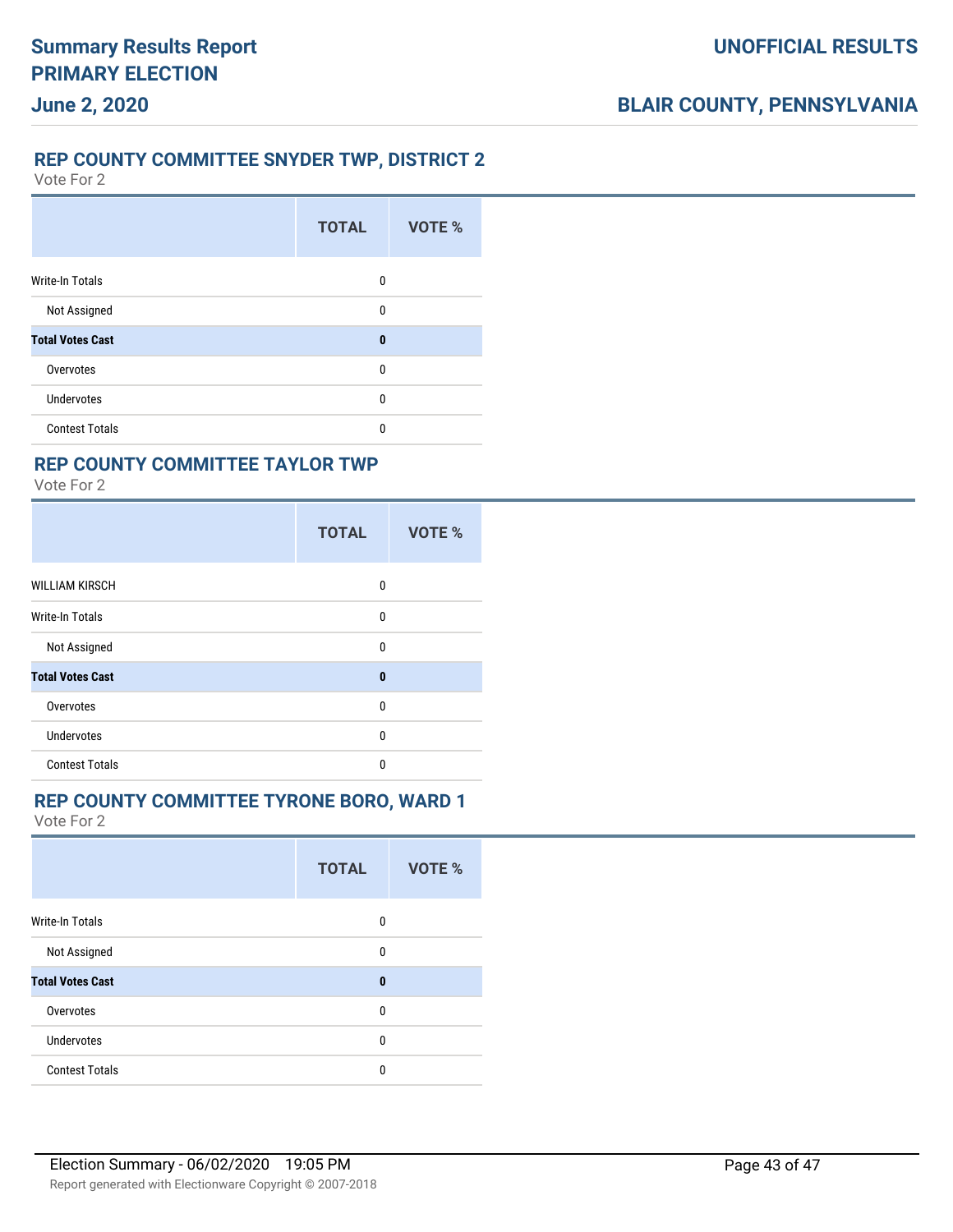## REP COUNTY COMMITTEE SNYDER TWP, DISTRICT 2

Vote For 2

| | TOTAL | VOTE % |
|---|---|---|
| Write-In Totals | 0 | |
| Not Assigned | 0 | |
| **Total Votes Cast** | **0** | |
| Overvotes | 0 | |
| Undervotes | 0 | |
| Contest Totals | 0 | |

## REP COUNTY COMMITTEE TAYLOR TWP

Vote For 2

| | TOTAL | VOTE % |
|---|---|---|
| WILLIAM KIRSCH | 0 | |
| Write-In Totals | 0 | |
| Not Assigned | 0 | |
| **Total Votes Cast** | **0** | |
| Overvotes | 0 | |
| Undervotes | 0 | |
| Contest Totals | 0 | |

## REP COUNTY COMMITTEE TYRONE BORO, WARD 1

Vote For 2

| | TOTAL | VOTE % |
|---|---|---|
| Write-In Totals | 0 | |
| Not Assigned | 0 | |
| **Total Votes Cast** | **0** | |
| Overvotes | 0 | |
| Undervotes | 0 | |
| Contest Totals | 0 | |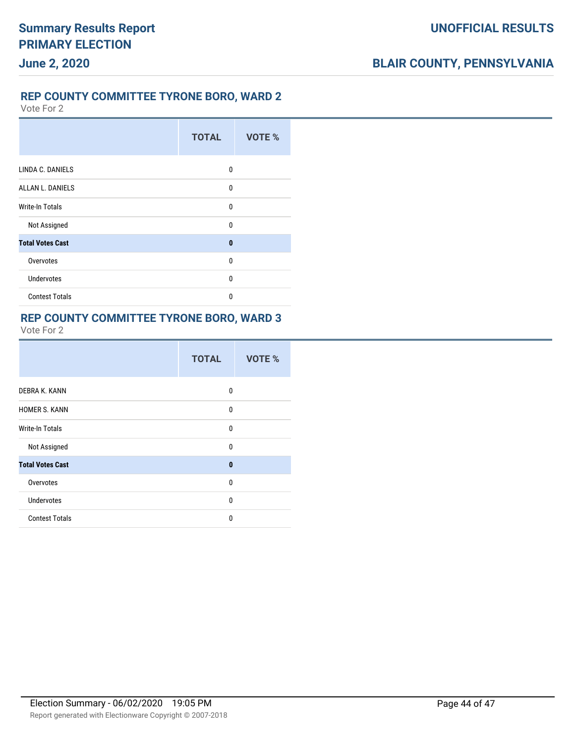## REP COUNTY COMMITTEE TYRONE BORO, WARD 2

Vote For 2

| | TOTAL | VOTE % |
|---|---|---|
| LINDA C. DANIELS | 0 | |
| ALLAN L. DANIELS | 0 | |
| Write-In Totals | 0 | |
| Not Assigned | 0 | |
| **Total Votes Cast** | **0** | |
| Overvotes | 0 | |
| Undervotes | 0 | |
| Contest Totals | 0 | |

## REP COUNTY COMMITTEE TYRONE BORO, WARD 3

Vote For 2

| | TOTAL | VOTE % |
|---|---|---|
| DEBRA K. KANN | 0 | |
| HOMER S. KANN | 0 | |
| Write-In Totals | 0 | |
| Not Assigned | 0 | |
| **Total Votes Cast** | **0** | |
| Overvotes | 0 | |
| Undervotes | 0 | |
| Contest Totals | 0 | |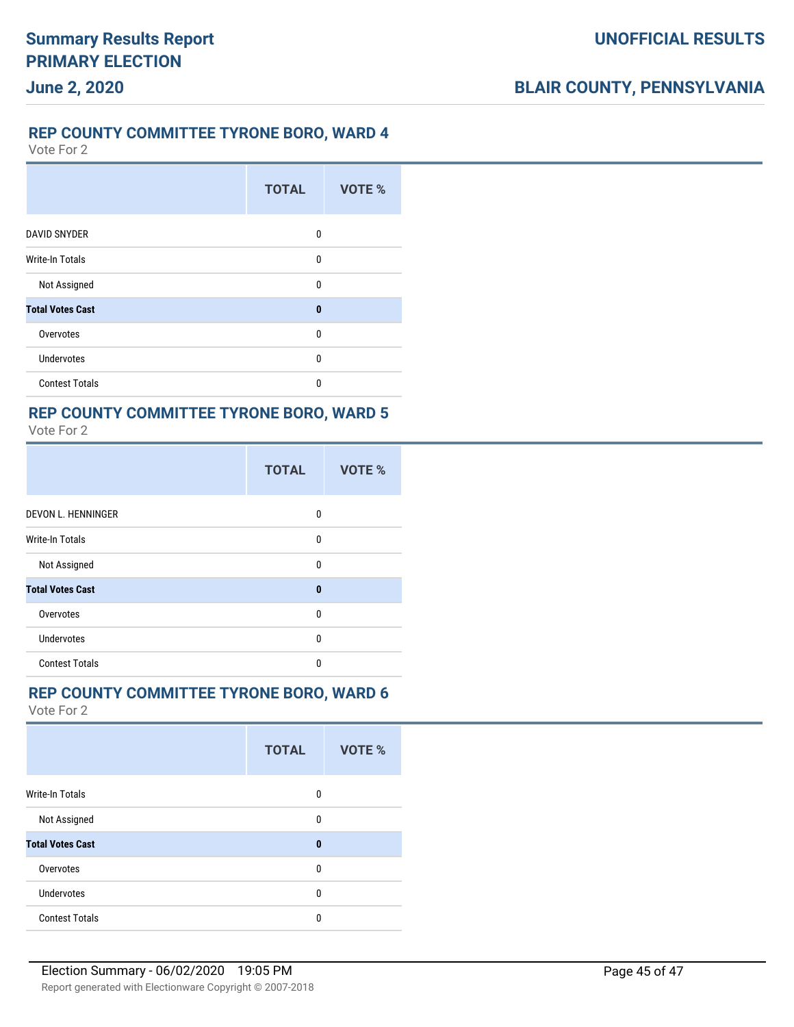## REP COUNTY COMMITTEE TYRONE BORO, WARD 4

Vote For 2

| | TOTAL | VOTE % |
|---|---|---|
| DAVID SNYDER | 0 | |
| Write-In Totals | 0 | |
| Not Assigned | 0 | |
| **Total Votes Cast** | **0** | |
| Overvotes | 0 | |
| Undervotes | 0 | |
| Contest Totals | 0 | |

## REP COUNTY COMMITTEE TYRONE BORO, WARD 5

Vote For 2

| | TOTAL | VOTE % |
|---|---|---|
| DEVON L. HENNINGER | 0 | |
| Write-In Totals | 0 | |
| Not Assigned | 0 | |
| **Total Votes Cast** | **0** | |
| Overvotes | 0 | |
| Undervotes | 0 | |
| Contest Totals | 0 | |

## REP COUNTY COMMITTEE TYRONE BORO, WARD 6

Vote For 2

| | TOTAL | VOTE % |
|---|---|---|
| Write-In Totals | 0 | |
| Not Assigned | 0 | |
| **Total Votes Cast** | **0** | |
| Overvotes | 0 | |
| Undervotes | 0 | |
| Contest Totals | 0 | |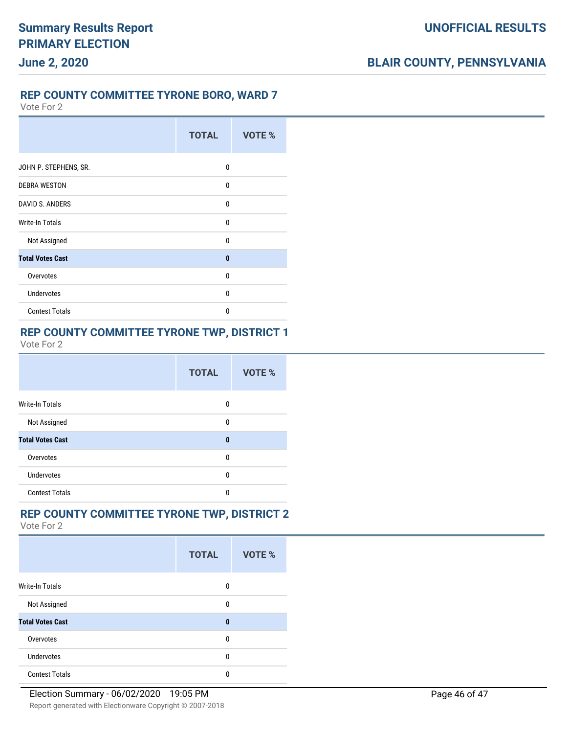## REP COUNTY COMMITTEE TYRONE BORO, WARD 7

Vote For 2

| | TOTAL | VOTE % |
|---|---|---|
| JOHN P. STEPHENS, SR. | 0 | |
| DEBRA WESTON | 0 | |
| DAVID S. ANDERS | 0 | |
| Write-In Totals | 0 | |
| Not Assigned | 0 | |
| **Total Votes Cast** | **0** | |
| Overvotes | 0 | |
| Undervotes | 0 | |
| Contest Totals | 0 | |

## REP COUNTY COMMITTEE TYRONE TWP, DISTRICT 1

Vote For 2

| | TOTAL | VOTE % |
|---|---|---|
| Write-In Totals | 0 | |
| Not Assigned | 0 | |
| **Total Votes Cast** | **0** | |
| Overvotes | 0 | |
| Undervotes | 0 | |
| Contest Totals | 0 | |

## REP COUNTY COMMITTEE TYRONE TWP, DISTRICT 2

Vote For 2

| | TOTAL | VOTE % |
|---|---|---|
| Write-In Totals | 0 | |
| Not Assigned | 0 | |
| **Total Votes Cast** | **0** | |
| Overvotes | 0 | |
| Undervotes | 0 | |
| Contest Totals | 0 | |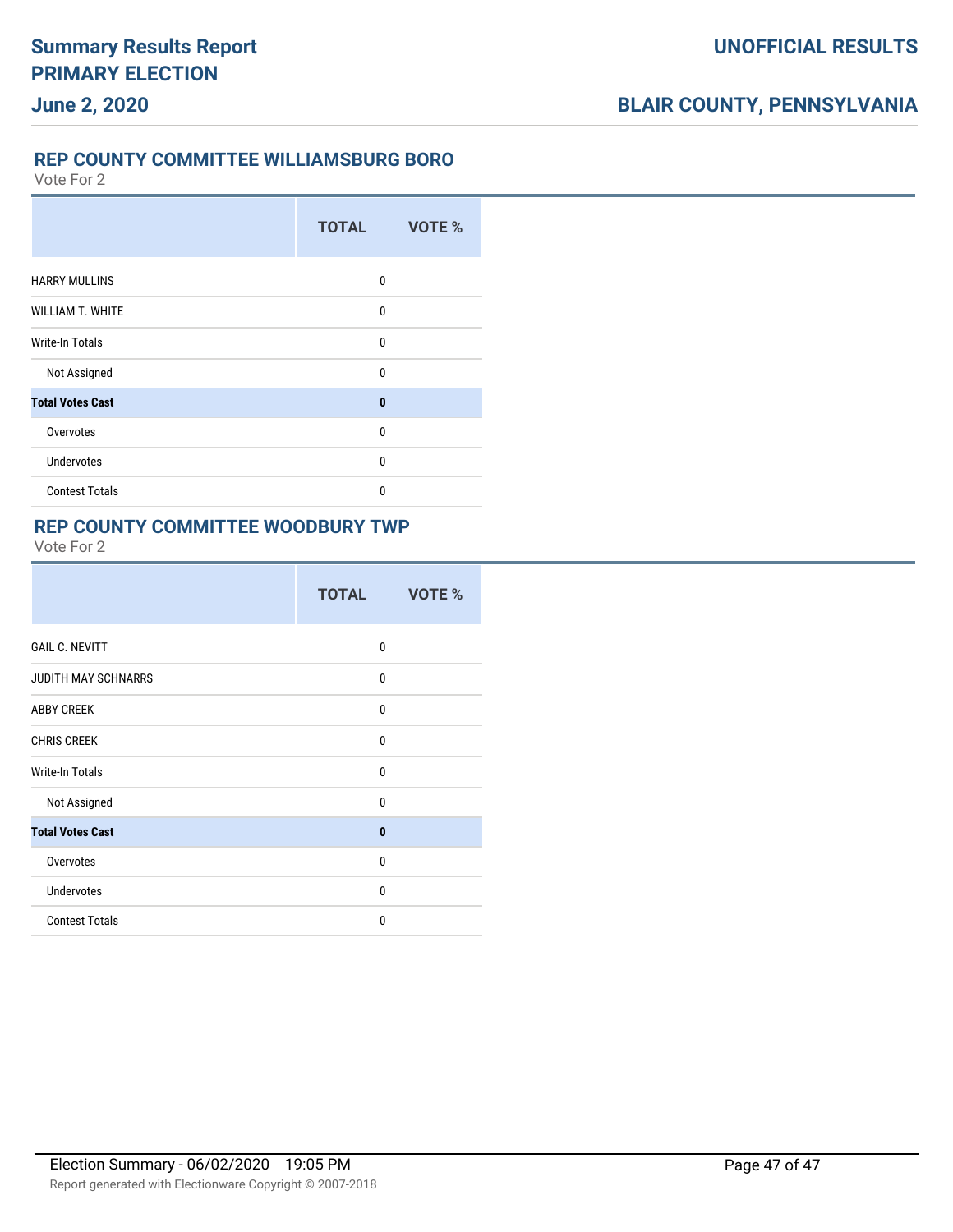## REP COUNTY COMMITTEE WILLIAMSBURG BORO

Vote For 2

| | TOTAL | VOTE % |
|---|---|---|
| HARRY MULLINS | 0 | |
| WILLIAM T. WHITE | 0 | |
| Write-In Totals | 0 | |
| Not Assigned | 0 | |
| **Total Votes Cast** | **0** | |
| Overvotes | 0 | |
| Undervotes | 0 | |
| Contest Totals | 0 | |

## REP COUNTY COMMITTEE WOODBURY TWP

Vote For 2

| | TOTAL | VOTE % |
|---|---|---|
| GAIL C. NEVITT | 0 | |
| JUDITH MAY SCHNARRS | 0 | |
| ABBY CREEK | 0 | |
| CHRIS CREEK | 0 | |
| Write-In Totals | 0 | |
| Not Assigned | 0 | |
| **Total Votes Cast** | **0** | |
| Overvotes | 0 | |
| Undervotes | 0 | |
| Contest Totals | 0 | |